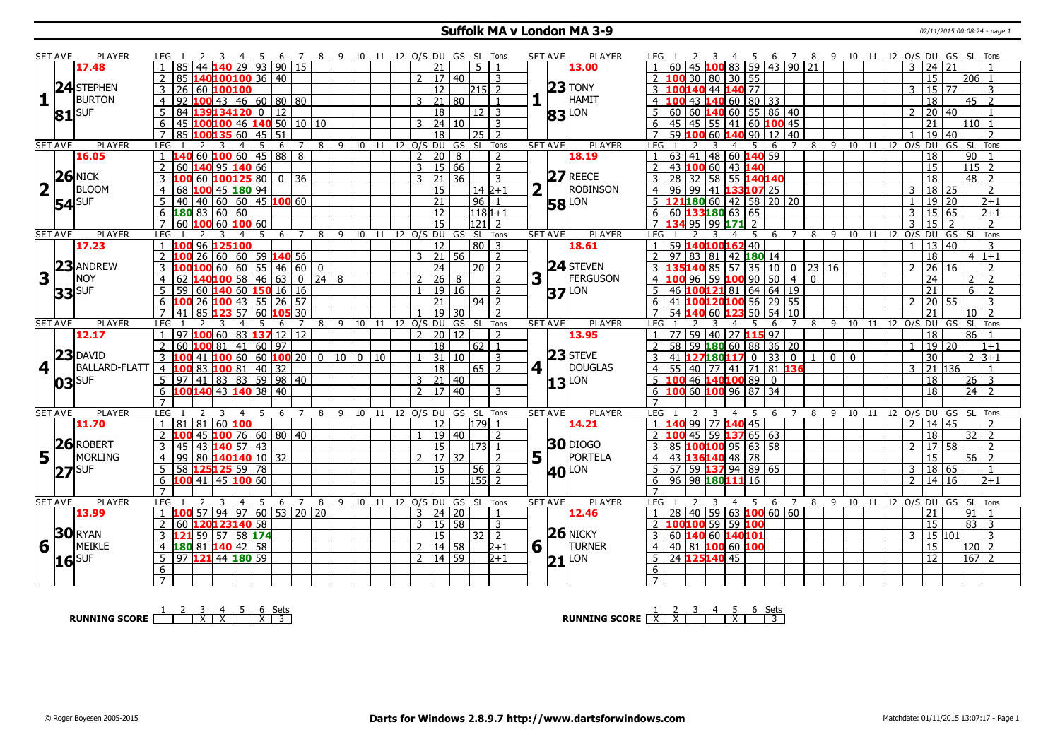# Suffolk MA v London MA 3-9

| SET AVE | PLAYER | LEG | 1 | 2 | 3 | 4 | 5 | 6 | 7 | 8 | 9 | 10 | 11 | 12 | O/S | DU | GS | SL | Tons | SET AVE | PLAYER | LEG | 1 | 2 | 3 | 4 | 5 | 6 | 7 | 8 | 9 | 10 | 11 | 12 | O/S | DU | GS | SL | Tons |
|---|---|---|---|---|---|---|---|---|---|---|---|---|---|---|---|---|---|---|---|---|---|---|---|---|---|---|---|---|---|---|---|---|---|---|---|---|---|---|---|
| 17.48 | | 1 | 85 | 44 | 140 | 29 | 93 | 90 | 15 | | | | | | | 21 | | 5 | 1 | 13.00 | | 1 | 60 | 45 | 100 | 83 | 59 | 43 | 90 | 21 | | | | | 3 | 24 | 21 | | 1 |
| 24 | STEPHEN | 2 | 85 | 140 | 100 | 100 | 36 | 40 | | | | | | | 2 | 17 | 40 | | 3 | 23 | TONY | 2 | 100 | 30 | 80 | 30 | 55 | | | | | | | | | 15 | | 206 | 1 |
| 1 | BURTON | 3 | 26 | 60 | 100 | 100 | | | | | | | | | | 12 | | 215 | 2 | 1 | HAMIT | 3 | 100 | 140 | 44 | 140 | 77 | | | | | | | | 3 | 15 | 77 | | 3 |
| 81 | SUF | 4 | 92 | 100 | 43 | 46 | 60 | 80 | 80 | | | | | | 3 | 21 | 80 | | 1 | 83 | LON | 4 | 100 | 43 | 140 | 60 | 80 | 33 | | | | | | | | 18 | | 45 | 2 |
| | | 5 | 84 | 139 | 134 | 120 | 0 | 12 | | | | | | | | 18 | | 12 | 3 | | | 5 | 60 | 60 | 140 | 60 | 55 | 86 | 40 | | | | | | 2 | 20 | 40 | | 1 |
| | | 6 | 45 | 100 | 100 | 46 | 140 | 50 | 10 | 10 | | | | | 3 | 24 | 10 | | 3 | | | 6 | 45 | 45 | 55 | 41 | 60 | 100 | 45 | | | | | | | 21 | | 110 | 1 |
| | | 7 | 85 | 100 | 135 | 60 | 45 | 51 | | | | | | | | 18 | | 25 | 2 | | | 7 | 59 | 100 | 60 | 140 | 90 | 12 | 40 | | | | | | 1 | 19 | 40 | | 2 |
| 16.05 | | 1 | 140 | 60 | 100 | 60 | 45 | 88 | 8 | | | | | | 2 | 20 | 8 | | 2 | 18.19 | | 1 | 63 | 41 | 48 | 60 | 140 | 59 | | | | | | | | 18 | | 90 | 1 |
| 26 | NICK | 2 | 60 | 140 | 95 | 140 | 66 | | | | | | | | 3 | 15 | 66 | | 2 | 27 | REECE | 2 | 43 | 100 | 60 | 43 | 140 | | | | | | | | | 15 | | 115 | 2 |
| 2 | BLOOM | 3 | 100 | 60 | 100 | 125 | 80 | 0 | 36 | | | | | | 3 | 21 | 36 | | 3 | 2 | ROBINSON | 3 | 28 | 32 | 58 | 55 | 140 | 140 | | | | | | | | 18 | | 48 | 2 |
| 54 | SUF | 4 | 68 | 100 | 45 | 180 | 94 | | | | | | | | | 15 | | 14 | 2+1 | 58 | LON | 4 | 96 | 99 | 41 | 133 | 107 | 25 | | | | | | | 3 | 18 | 25 | | 2 |
| | | 5 | 40 | 40 | 60 | 60 | 45 | 100 | 60 | | | | | | | 21 | | 96 | 1 | | | 5 | 121 | 180 | 60 | 42 | 58 | 20 | 20 | | | | | | 1 | 19 | 20 | | 2+1 |
| | | 6 | 180 | 83 | 60 | 60 | | | | | | | | | | 12 | | 118 | 1+1 | | | 6 | 60 | 133 | 180 | 63 | 65 | | | | | | | | 3 | 15 | 65 | | 2+1 |
| | | 7 | 60 | 100 | 60 | 100 | 60 | | | | | | | | | 15 | | 121 | 2 | | | 7 | 134 | 95 | 99 | 171 | 2 | | | | | | | | 3 | 15 | 2 | | 2 |
| 17.23 | | 1 | 100 | 96 | 125 | 100 | | | | | | | | | | 12 | | 80 | 3 | 18.61 | | 1 | 59 | 140 | 100 | 162 | 40 | | | | | | | | 1 | 13 | 40 | | 3 |
| 23 | ANDREW | 2 | 100 | 26 | 60 | 60 | 59 | 140 | 56 | | | | | | 3 | 21 | 56 | | 2 | 24 | STEVEN | 2 | 97 | 83 | 81 | 42 | 180 | 14 | | | | | | | | 18 | | 4 | 1+1 |
| 3 | NOY | 3 | 100 | 100 | 60 | 60 | 55 | 46 | 60 | 0 | | | | | | 24 | | 20 | 2 | 3 | FERGUSON | 3 | 135 | 140 | 85 | 57 | 35 | 10 | 0 | 23 | 16 | | | | 2 | 26 | 16 | | 2 |
| 33 | SUF | 4 | 62 | 140 | 100 | 58 | 46 | 63 | 0 | 24 | 8 | | | | 2 | 26 | 8 | | 2 | 37 | LON | 4 | 100 | 96 | 59 | 100 | 90 | 50 | 4 | 0 | | | | | | 24 | | 2 | 2 |
| | | 5 | 59 | 60 | 140 | 60 | 150 | 16 | 16 | | | | | | 1 | 19 | 16 | | 2 | | | 5 | 46 | 100 | 121 | 81 | 64 | 64 | 19 | | | | | | | 21 | | 6 | 2 |
| | | 6 | 100 | 26 | 100 | 43 | 55 | 26 | 57 | | | | | | | 21 | | 94 | 2 | | | 6 | 41 | 100 | 120 | 100 | 56 | 29 | 55 | | | | | | 2 | 20 | 55 | | 3 |
| | | 7 | 41 | 85 | 123 | 57 | 60 | 105 | 30 | | | | | | 1 | 19 | 30 | | 2 | | | 7 | 54 | 140 | 60 | 123 | 50 | 54 | 10 | | | | | | | 21 | | 10 | 2 |
| 12.17 | | 1 | 97 | 100 | 60 | 83 | 137 | 12 | 12 | | | | | | 2 | 20 | 12 | | 2 | 13.95 | | 1 | 77 | 59 | 40 | 27 | 115 | 97 | | | | | | | | 18 | | 86 | 1 |
| 23 | DAVID | 2 | 60 | 100 | 81 | 41 | 60 | 97 | | | | | | | | 18 | | 62 | 1 | 23 | STEVE | 2 | 58 | 59 | 180 | 60 | 88 | 36 | 20 | | | | | | 1 | 19 | 20 | | 1+1 |
| 4 | BALLARD-FLATT | 3 | 100 | 41 | 100 | 60 | 60 | 100 | 20 | 0 | 10 | 0 | 10 | | 1 | 31 | 10 | | 3 | 4 | DOUGLAS | 3 | 41 | 127 | 180 | 117 | 0 | 33 | 0 | 1 | 0 | 0 | | | | 30 | | 2 | 3+1 |
| 03 | SUF | 4 | 100 | 83 | 100 | 81 | 40 | 32 | | | | | | | | 18 | | 65 | 2 | 13 | LON | 4 | 55 | 40 | 77 | 41 | 71 | 81 | 136 | | | | | | 3 | 21 | 136 | | 1 |
| | | 5 | 97 | 41 | 83 | 83 | 59 | 98 | 40 | | | | | | 3 | 21 | 40 | | | | | 5 | 100 | 46 | 140 | 100 | 89 | 0 | | | | | | | | 18 | | 26 | 3 |
| | | 6 | 100 | 140 | 43 | 140 | 38 | 40 | | | | | | | 2 | 17 | 40 | | 3 | | | 6 | 100 | 60 | 100 | 96 | 87 | 34 | | | | | | | | 18 | | 24 | 2 |
| | | 7 | | | | | | | | | | | | | | | | | | | | 7 | | | | | | | | | | | | | | | | | |
| 11.70 | | 1 | 81 | 81 | 60 | 100 | | | | | | | | | | 12 | | 179 | 1 | 14.21 | | 1 | 140 | 99 | 77 | 140 | 45 | | | | | | | | 2 | 14 | 45 | | 2 |
| 26 | ROBERT | 2 | 100 | 45 | 100 | 76 | 60 | 80 | 40 | | | | | | 1 | 19 | 40 | | 2 | 30 | DIOGO | 2 | 100 | 45 | 59 | 137 | 65 | 63 | | | | | | | | 18 | | 32 | 2 |
| 5 | MORLING | 3 | 45 | 43 | 140 | 57 | 43 | | | | | | | | | 15 | | 173 | 1 | 5 | PORTELA | 3 | 85 | 100 | 100 | 95 | 63 | 58 | | | | | | | 2 | 17 | 58 | | 2 |
| 27 | SUF | 4 | 99 | 80 | 140 | 140 | 10 | 32 | | | | | | | 2 | 17 | 32 | | 2 | 40 | LON | 4 | 43 | 136 | 140 | 48 | 78 | | | | | | | | | 15 | | 56 | 2 |
| | | 5 | 58 | 125 | 125 | 59 | 78 | | | | | | | | | 15 | | 56 | 2 | | | 5 | 57 | 59 | 137 | 94 | 89 | 65 | | | | | | | 3 | 18 | 65 | | 1 |
| | | 6 | 100 | 41 | 45 | 100 | 60 | | | | | | | | | 15 | | 155 | 2 | | | 6 | 96 | 98 | 180 | 111 | 16 | | | | | | | | 2 | 14 | 16 | | 2+1 |
| | | 7 | | | | | | | | | | | | | | | | | | | | 7 | | | | | | | | | | | | | | | | | |
| 13.99 | | 1 | 100 | 57 | 94 | 97 | 60 | 53 | 20 | 20 | | | | | 3 | 24 | 20 | | 1 | 12.46 | | 1 | 28 | 40 | 59 | 63 | 100 | 60 | 60 | | | | | | | 21 | | 91 | 1 |
| 30 | RYAN | 2 | 60 | 120 | 123 | 140 | 58 | | | | | | | | 3 | 15 | 58 | | 3 | 26 | NICKY | 2 | 100 | 100 | 59 | 59 | 100 | | | | | | | | | 15 | | 83 | 3 |
| 6 | MEIKLE | 3 | 121 | 59 | 57 | 58 | 174 | | | | | | | | | 15 | | 32 | 2 | 6 | TURNER | 3 | 60 | 140 | 60 | 140 | 101 | | | | | | | | 3 | 15 | 101 | | 3 |
| 16 | SUF | 4 | 180 | 81 | 140 | 42 | 58 | | | | | | | | 2 | 14 | 58 | | 2+1 | 21 | LON | 4 | 40 | 81 | 100 | 60 | 100 | | | | | | | | | 15 | | 120 | 2 |
| | | 5 | 97 | 121 | 44 | 180 | 59 | | | | | | | | 2 | 14 | 59 | | 2+1 | | | 5 | 24 | 125 | 140 | 45 | | | | | | | | | | 12 | | 167 | 2 |
| | | 6 | | | | | | | | | | | | | | | | | | | | 6 | | | | | | | | | | | | | | | | | |
| | | 7 | | | | | | | | | | | | | | | | | | | | 7 | | | | | | | | | | | | | | | | | |

**RUNNING SCORE** (Suffolk)

| 1 | 2 | 3 | 4 | 5 | 6 | Sets |
|---|---|---|---|---|---|---|
| | | X | X | | X | 3 |

**RUNNING SCORE** (London)

| 1 | 2 | 3 | 4 | 5 | 6 | Sets |
|---|---|---|---|---|---|---|
| X | X | | | X | | 3 |

© Roger Boyesen 2005-2015 **Darts for Windows 2.8.9.7 http://www.dartsforwindows.com** Matchdate: 01/11/2015 13:07:17 - Page 1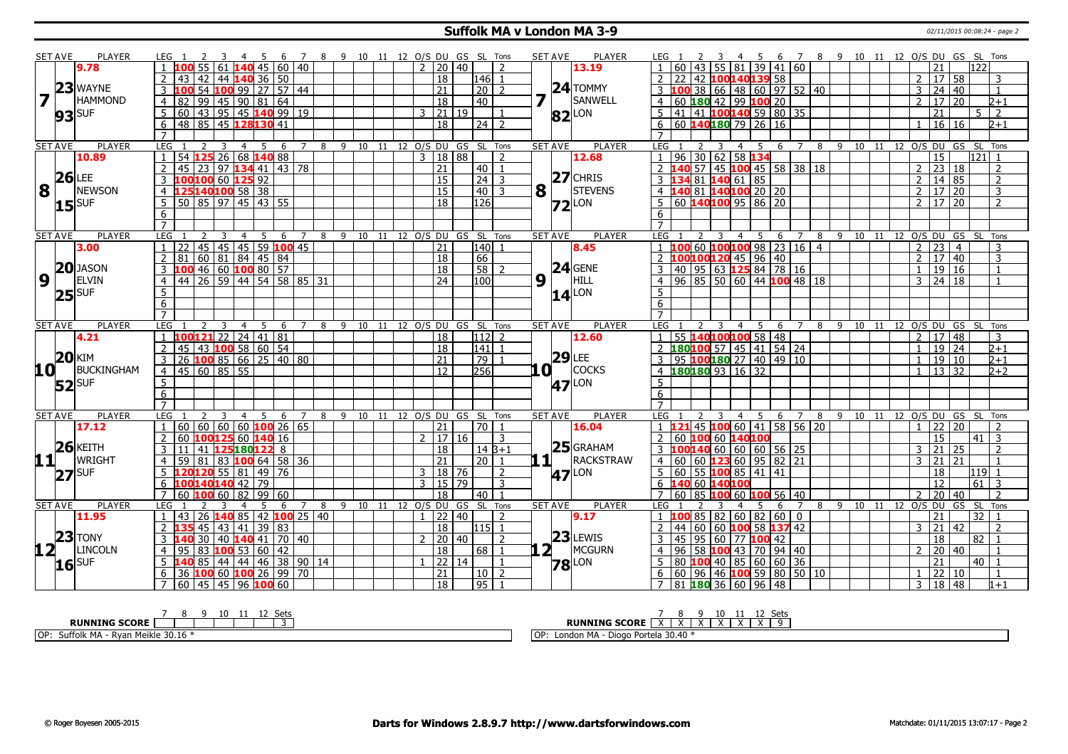## Suffolk MA v London MA 3-9

02/11/2015 00:08:24 - page 2

| SET AVE | PLAYER | LEG | 1 | 2 | 3 | 4 | 5 | 6 | 7 | 8 | 9 | 10 | 11 | 12 | O/S | DU | GS | SL | Tons | SET AVE | PLAYER | LEG | 1 | 2 | 3 | 4 | 5 | 6 | 7 | 8 | 9 | 10 | 11 | 12 | O/S | DU | GS | SL | Tons |
|---|---|---|---|---|---|---|---|---|---|---|---|---|---|---|---|---|---|---|---|---|---|---|---|---|---|---|---|---|---|---|---|---|---|---|---|---|---|---|---|
| 9.78 | | 1 | 100 | 55 | 61 | 140 | 45 | 60 | 40 | | | | | | 2 | 20 | 40 | | 2 | 13.19 | | 1 | 60 | 43 | 55 | 81 | 39 | 41 | 60 | | | | | | | 21 | | 122 | |
| 23 | WAYNE | 2 | 43 | 42 | 44 | 140 | 36 | 50 | | | | | | | | 18 | | 146 | 1 | 24 | TOMMY | 2 | 22 | 42 | 100 | 140 | 139 | 58 | | | | | | | 2 | 17 | 58 | | 3 |
| 7 | HAMMOND | 3 | 100 | 54 | 100 | 99 | 27 | 57 | 44 | | | | | | | 21 | | 20 | 2 | 7 | SANWELL | 3 | 100 | 38 | 66 | 48 | 60 | 97 | 52 | 40 | | | | | 3 | 24 | 40 | | 1 |
| 93 | SUF | 4 | 82 | 99 | 45 | 90 | 81 | 64 | | | | | | | | 18 | | 40 | | 82 | LON | 4 | 60 | 180 | 42 | 99 | 100 | 20 | | | | | | | 2 | 17 | 20 | | 2+1 |
| | | 5 | 60 | 43 | 95 | 45 | 140 | 99 | 19 | | | | | | 3 | 21 | 19 | | 1 | | | 5 | 41 | 41 | 100 | 140 | 59 | 80 | 35 | | | | | | | 21 | | 5 | 2 |
| | | 6 | 48 | 85 | 45 | 128 | 130 | 41 | | | | | | | | 18 | | 24 | 2 | | | 6 | 60 | 140 | 180 | 79 | 26 | 16 | | | | | | | 1 | 16 | 16 | | 2+1 |
| | | 7 | | | | | | | | | | | | | | | | | | | | 7 | | | | | | | | | | | | | | | | | |
| SET AVE | PLAYER | LEG | 1 | 2 | 3 | 4 | 5 | 6 | 7 | 8 | 9 | 10 | 11 | 12 | O/S | DU | GS | SL | Tons | SET AVE | PLAYER | LEG | 1 | 2 | 3 | 4 | 5 | 6 | 7 | 8 | 9 | 10 | 11 | 12 | O/S | DU | GS | SL | Tons |
| 10.89 | | 1 | 54 | 125 | 26 | 68 | 140 | 88 | | | | | | | 3 | 18 | 88 | | 2 | 12.68 | | 1 | 96 | 30 | 62 | 58 | 134 | | | | | | | | | 15 | | 121 | 1 |
| 26 | LEE | 2 | 45 | 23 | 97 | 134 | 41 | 43 | 78 | | | | | | | 21 | | 40 | 1 | 27 | CHRIS | 2 | 140 | 57 | 45 | 100 | 45 | 58 | 38 | 18 | | | | | 2 | 23 | 18 | | 2 |
| 8 | NEWSON | 3 | 100 | 100 | 60 | 125 | 92 | | | | | | | | | 15 | | 24 | 3 | 8 | STEVENS | 3 | 134 | 81 | 140 | 61 | 85 | | | | | | | | 2 | 14 | 85 | | 2 |
| 15 | SUF | 4 | 125 | 140 | 100 | 58 | 38 | | | | | | | | | 15 | | 40 | 3 | 72 | LON | 4 | 140 | 81 | 140 | 100 | 20 | 20 | | | | | | | 2 | 17 | 20 | | 3 |
| | | 5 | 50 | 85 | 97 | 45 | 43 | 55 | | | | | | | | 18 | | 126 | | | | 5 | 60 | 140 | 100 | 95 | 86 | 20 | | | | | | | 2 | 17 | 20 | | 2 |
| | | 6 | | | | | | | | | | | | | | | | | | | | 6 | | | | | | | | | | | | | | | | | |
| | | 7 | | | | | | | | | | | | | | | | | | | | 7 | | | | | | | | | | | | | | | | | |
| SET AVE | PLAYER | LEG | 1 | 2 | 3 | 4 | 5 | 6 | 7 | 8 | 9 | 10 | 11 | 12 | O/S | DU | GS | SL | Tons | SET AVE | PLAYER | LEG | 1 | 2 | 3 | 4 | 5 | 6 | 7 | 8 | 9 | 10 | 11 | 12 | O/S | DU | GS | SL | Tons |
| 3.00 | | 1 | 22 | 45 | 45 | 45 | 59 | 100 | 45 | | | | | | | 21 | | 140 | 1 | 8.45 | | 1 | 100 | 60 | 100 | 100 | 98 | 23 | 16 | 4 | | | | | 2 | 23 | 4 | | 3 |
| 20 | JASON | 2 | 81 | 60 | 81 | 84 | 45 | 84 | | | | | | | | 18 | | 66 | | 24 | GENE | 2 | 100 | 100 | 120 | 45 | 96 | 40 | | | | | | | 2 | 17 | 40 | | 3 |
| 9 | ELVIN | 3 | 100 | 46 | 60 | 100 | 80 | 57 | | | | | | | | 18 | | 58 | 2 | 9 | HILL | 3 | 40 | 95 | 63 | 125 | 84 | 78 | 16 | | | | | | 1 | 19 | 16 | | 1 |
| 25 | SUF | 4 | 44 | 26 | 59 | 44 | 54 | 58 | 85 | 31 | | | | | | 24 | | 100 | | 14 | LON | 4 | 96 | 85 | 50 | 60 | 44 | 100 | 48 | 18 | | | | | 3 | 24 | 18 | | 1 |
| | | 5 | | | | | | | | | | | | | | | | | | | | 5 | | | | | | | | | | | | | | | | | |
| | | 6 | | | | | | | | | | | | | | | | | | | | 6 | | | | | | | | | | | | | | | | | |
| | | 7 | | | | | | | | | | | | | | | | | | | | 7 | | | | | | | | | | | | | | | | | |
| SET AVE | PLAYER | LEG | 1 | 2 | 3 | 4 | 5 | 6 | 7 | 8 | 9 | 10 | 11 | 12 | O/S | DU | GS | SL | Tons | SET AVE | PLAYER | LEG | 1 | 2 | 3 | 4 | 5 | 6 | 7 | 8 | 9 | 10 | 11 | 12 | O/S | DU | GS | SL | Tons |
| 4.21 | | 1 | 100 | 121 | 22 | 24 | 41 | 81 | | | | | | | | 18 | | 112 | 2 | 12.60 | | 1 | 55 | 140 | 100 | 100 | 58 | 48 | | | | | | | 2 | 17 | 48 | | 3 |
| 20 | KIM | 2 | 45 | 43 | 100 | 58 | 60 | 54 | | | | | | | | 18 | | 141 | 1 | 29 | LEE | 2 | 180 | 100 | 57 | 45 | 41 | 54 | 24 | | | | | | 1 | 19 | 24 | | 2+1 |
| 10 | BUCKINGHAM | 3 | 26 | 100 | 85 | 66 | 25 | 40 | 80 | | | | | | | 21 | | 79 | 1 | 10 | COCKS | 3 | 95 | 100 | 180 | 27 | 40 | 49 | 10 | | | | | | 1 | 19 | 10 | | 2+1 |
| 52 | SUF | 4 | 45 | 60 | 85 | 55 | | | | | | | | | | 12 | | 256 | | 47 | LON | 4 | 180 | 180 | 93 | 16 | 32 | | | | | | | | 1 | 13 | 32 | | 2+2 |
| | | 5 | | | | | | | | | | | | | | | | | | | | 5 | | | | | | | | | | | | | | | | | |
| | | 6 | | | | | | | | | | | | | | | | | | | | 6 | | | | | | | | | | | | | | | | | |
| | | 7 | | | | | | | | | | | | | | | | | | | | 7 | | | | | | | | | | | | | | | | | |
| SET AVE | PLAYER | LEG | 1 | 2 | 3 | 4 | 5 | 6 | 7 | 8 | 9 | 10 | 11 | 12 | O/S | DU | GS | SL | Tons | SET AVE | PLAYER | LEG | 1 | 2 | 3 | 4 | 5 | 6 | 7 | 8 | 9 | 10 | 11 | 12 | O/S | DU | GS | SL | Tons |
| 17.12 | | 1 | 60 | 60 | 60 | 60 | 100 | 26 | 65 | | | | | | | 21 | | 70 | 1 | 16.04 | | 1 | 121 | 45 | 100 | 60 | 41 | 58 | 56 | 20 | | | | | 1 | 22 | 20 | | 2 |
| 26 | KEITH | 2 | 60 | 100 | 125 | 60 | 140 | 16 | | | | | | | 2 | 17 | 16 | | 3 | 25 | GRAHAM | 2 | 60 | 100 | 60 | 140 | 100 | | | | | | | | | 15 | | 41 | 3 |
| 11 | WRIGHT | 3 | 11 | 41 | 125 | 180 | 122 | 8 | | | | | | | | 18 | | 14 | 3+1 | 11 | RACKSTRAW | 3 | 100 | 140 | 60 | 60 | 60 | 56 | 25 | | | | | | 3 | 21 | 25 | | 2 |
| 27 | SUF | 4 | 59 | 81 | 83 | 100 | 64 | 58 | 36 | | | | | | | 21 | | 20 | 1 | 47 | LON | 4 | 60 | 60 | 123 | 60 | 95 | 82 | 21 | | | | | | 3 | 21 | 21 | | 1 |
| | | 5 | 120 | 120 | 55 | 81 | 49 | 76 | | | | | | | 3 | 18 | 76 | | 2 | | | 5 | 60 | 55 | 100 | 85 | 41 | 41 | | | | | | | | 18 | | 119 | 1 |
| | | 6 | 100 | 140 | 140 | 42 | 79 | | | | | | | | 3 | 15 | 79 | | 3 | | | 6 | 140 | 60 | 140 | 100 | | | | | | | | | | 12 | | 61 | 3 |
| | | 7 | 60 | 100 | 60 | 82 | 99 | 60 | | | | | | | | 18 | | 40 | 1 | | | 7 | 60 | 85 | 100 | 60 | 100 | 56 | 40 | | | | | | 2 | 20 | 40 | | 2 |
| SET AVE | PLAYER | LEG | 1 | 2 | 3 | 4 | 5 | 6 | 7 | 8 | 9 | 10 | 11 | 12 | O/S | DU | GS | SL | Tons | SET AVE | PLAYER | LEG | 1 | 2 | 3 | 4 | 5 | 6 | 7 | 8 | 9 | 10 | 11 | 12 | O/S | DU | GS | SL | Tons |
| 11.95 | | 1 | 43 | 26 | 140 | 85 | 42 | 100 | 25 | 40 | | | | | 1 | 22 | 40 | | 2 | 9.17 | | 1 | 100 | 85 | 82 | 60 | 82 | 60 | 0 | | | | | | | 21 | | 32 | 1 |
| 23 | TONY | 2 | 135 | 45 | 43 | 41 | 39 | 83 | | | | | | | | 18 | | 115 | 1 | 23 | LEWIS | 2 | 44 | 60 | 60 | 100 | 58 | 137 | 42 | | | | | | 3 | 21 | 42 | | 2 |
| 12 | LINCOLN | 3 | 140 | 30 | 40 | 140 | 41 | 70 | 40 | | | | | | 2 | 20 | 40 | | 2 | 12 | MCGURN | 3 | 45 | 95 | 60 | 77 | 100 | 42 | | | | | | | | 18 | | 82 | 1 |
| 16 | SUF | 4 | 95 | 83 | 100 | 53 | 60 | 42 | | | | | | | | 18 | | 68 | 1 | 78 | LON | 4 | 96 | 58 | 100 | 43 | 70 | 94 | 40 | | | | | | 2 | 20 | 40 | | 1 |
| | | 5 | 140 | 85 | 44 | 44 | 46 | 38 | 90 | 14 | | | | | 1 | 22 | 14 | | 1 | | | 5 | 80 | 100 | 40 | 85 | 60 | 60 | 36 | | | | | | | 21 | | 40 | 1 |
| | | 6 | 36 | 100 | 60 | 100 | 26 | 99 | 70 | | | | | | | 21 | | 10 | 2 | | | 6 | 60 | 96 | 46 | 100 | 59 | 80 | 50 | 10 | | | | | 1 | 22 | 10 | | 1 |
| | | 7 | 60 | 45 | 45 | 96 | 100 | 60 | | | | | | | | 18 | | 95 | 1 | | | 7 | 81 | 180 | 36 | 60 | 96 | 48 | | | | | | | 3 | 18 | 48 | | 1+1 |

| RUNNING SCORE | 7 | 8 | 9 | 10 | 11 | 12 | Sets |
|---|---|---|---|---|---|---|---|
| | | | | | | | 3 |

| RUNNING SCORE | 7 | 8 | 9 | 10 | 11 | 12 | Sets |
|---|---|---|---|---|---|---|---|
| | X | X | X | X | X | X | 9 |

OP: Suffolk MA - Ryan Meikle 30.16 *

OP: London MA - Diogo Portela 30.40 *

© Roger Boyesen 2005-2015 | Darts for Windows 2.8.9.7 http://www.dartsforwindows.com | Matchdate: 01/11/2015 13:07:17 - Page 2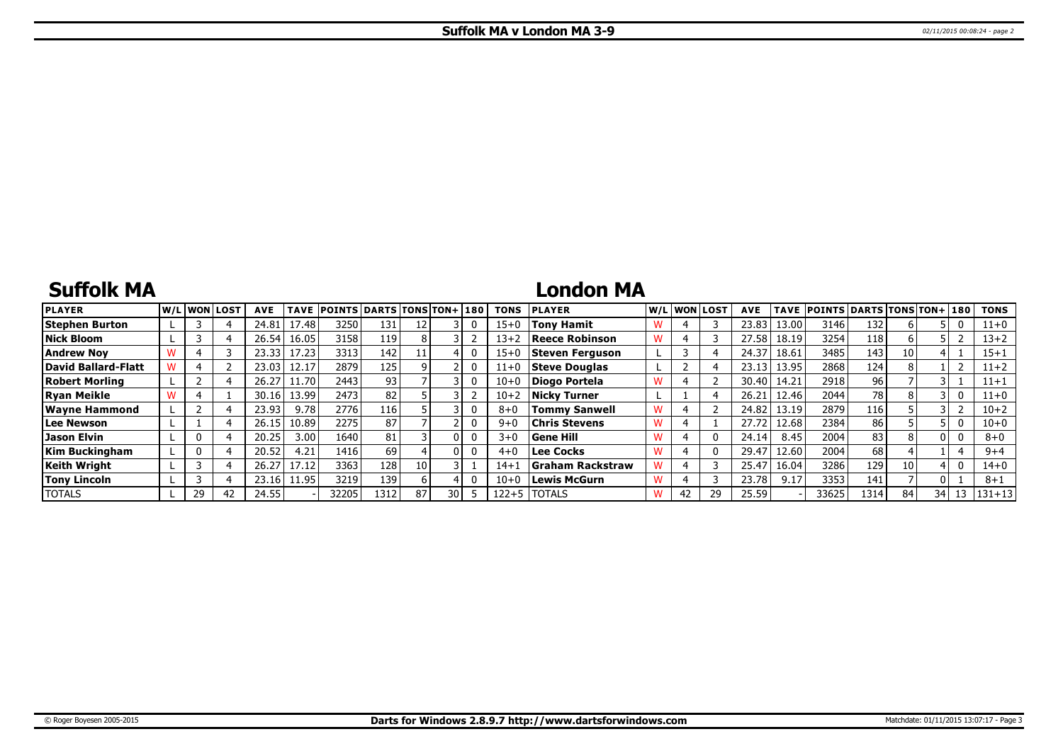# Suffolk MA v London MA 3-9

## Suffolk MA

| PLAYER | W/L | WON | LOST | AVE | TAVE | POINTS | DARTS | TONS | TON+ | 180 | TONS |
|---|---|---|---|---|---|---|---|---|---|---|---|
| Stephen Burton | L | 3 | 4 | 24.81 | 17.48 | 3250 | 131 | 12 | 3 | 0 | 15+0 |
| Nick Bloom | L | 3 | 4 | 26.54 | 16.05 | 3158 | 119 | 8 | 3 | 2 | 13+2 |
| Andrew Noy | W | 4 | 3 | 23.33 | 17.23 | 3313 | 142 | 11 | 4 | 0 | 15+0 |
| David Ballard-Flatt | W | 4 | 2 | 23.03 | 12.17 | 2879 | 125 | 9 | 2 | 0 | 11+0 |
| Robert Morling | L | 2 | 4 | 26.27 | 11.70 | 2443 | 93 | 7 | 3 | 0 | 10+0 |
| Ryan Meikle | W | 4 | 1 | 30.16 | 13.99 | 2473 | 82 | 5 | 3 | 2 | 10+2 |
| Wayne Hammond | L | 2 | 4 | 23.93 | 9.78 | 2776 | 116 | 5 | 3 | 0 | 8+0 |
| Lee Newson | L | 1 | 4 | 26.15 | 10.89 | 2275 | 87 | 7 | 2 | 0 | 9+0 |
| Jason Elvin | L | 0 | 4 | 20.25 | 3.00 | 1640 | 81 | 3 | 0 | 0 | 3+0 |
| Kim Buckingham | L | 0 | 4 | 20.52 | 4.21 | 1416 | 69 | 4 | 0 | 0 | 4+0 |
| Keith Wright | L | 3 | 4 | 26.27 | 17.12 | 3363 | 128 | 10 | 3 | 1 | 14+1 |
| Tony Lincoln | L | 3 | 4 | 23.16 | 11.95 | 3219 | 139 | 6 | 4 | 0 | 10+0 |
| TOTALS | L | 29 | 42 | 24.55 | - | 32205 | 1312 | 87 | 30 | 5 | 122+5 |

## London MA

| PLAYER | W/L | WON | LOST | AVE | TAVE | POINTS | DARTS | TONS | TON+ | 180 | TONS |
|---|---|---|---|---|---|---|---|---|---|---|---|
| Tony Hamit | W | 4 | 3 | 23.83 | 13.00 | 3146 | 132 | 6 | 5 | 0 | 11+0 |
| Reece Robinson | W | 4 | 3 | 27.58 | 18.19 | 3254 | 118 | 6 | 5 | 2 | 13+2 |
| Steven Ferguson | L | 3 | 4 | 24.37 | 18.61 | 3485 | 143 | 10 | 4 | 1 | 15+1 |
| Steve Douglas | L | 2 | 4 | 23.13 | 13.95 | 2868 | 124 | 8 | 1 | 2 | 11+2 |
| Diogo Portela | W | 4 | 2 | 30.40 | 14.21 | 2918 | 96 | 7 | 3 | 1 | 11+1 |
| Nicky Turner | L | 1 | 4 | 26.21 | 12.46 | 2044 | 78 | 8 | 3 | 0 | 11+0 |
| Tommy Sanwell | W | 4 | 2 | 24.82 | 13.19 | 2879 | 116 | 5 | 3 | 2 | 10+2 |
| Chris Stevens | W | 4 | 1 | 27.72 | 12.68 | 2384 | 86 | 5 | 5 | 0 | 10+0 |
| Gene Hill | W | 4 | 0 | 24.14 | 8.45 | 2004 | 83 | 8 | 0 | 0 | 8+0 |
| Lee Cocks | W | 4 | 0 | 29.47 | 12.60 | 2004 | 68 | 4 | 1 | 4 | 9+4 |
| Graham Rackstraw | W | 4 | 3 | 25.47 | 16.04 | 3286 | 129 | 10 | 4 | 0 | 14+0 |
| Lewis McGurn | W | 4 | 3 | 23.78 | 9.17 | 3353 | 141 | 7 | 0 | 1 | 8+1 |
| TOTALS | W | 42 | 29 | 25.59 | - | 33625 | 1314 | 84 | 34 | 13 | 131+13 |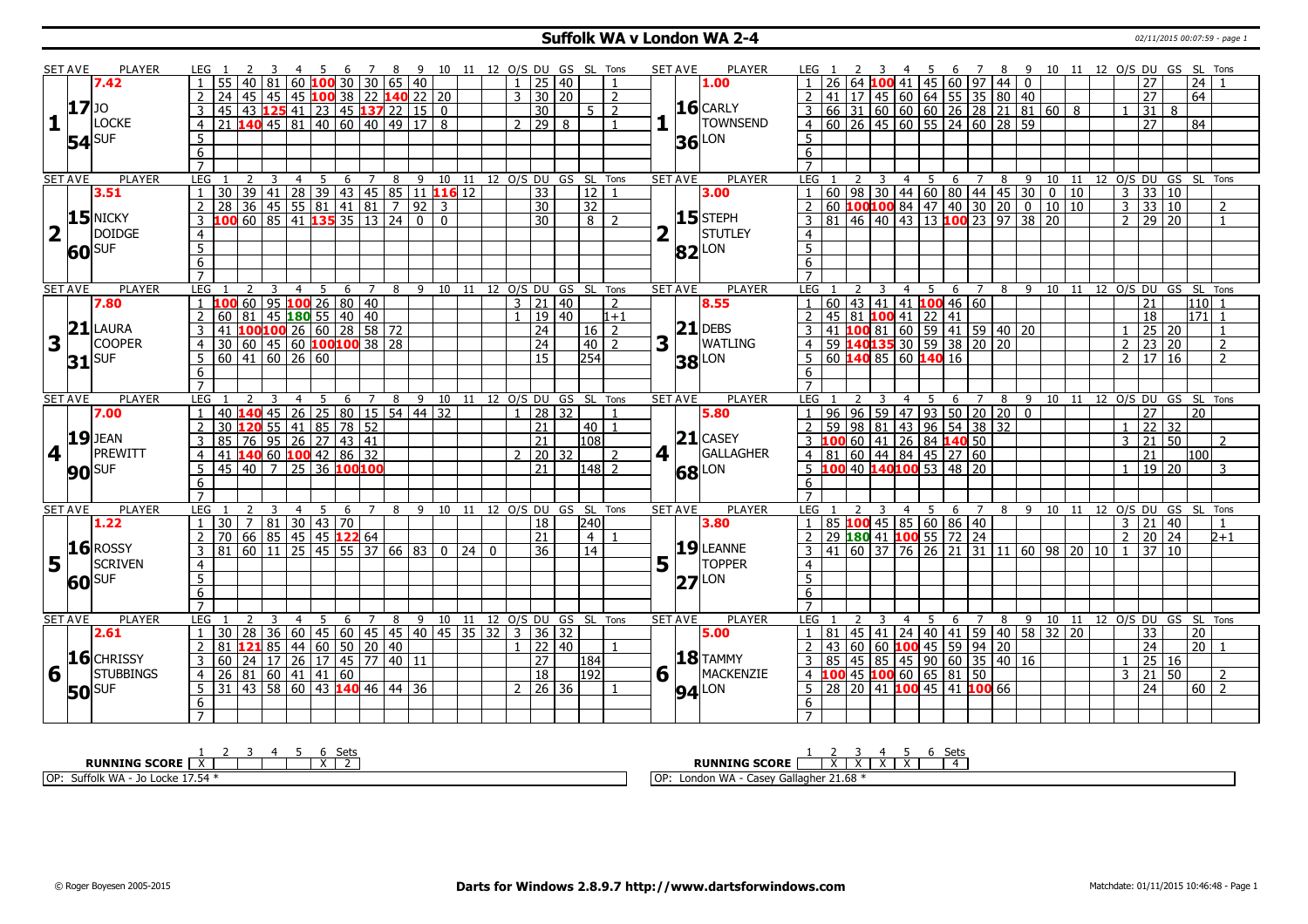# Suffolk WA v London WA 2-4

02/11/2015 00:07:59 - page 1

| SET AVE | PLAYER | LEG | 1 | 2 | 3 | 4 | 5 | 6 | 7 | 8 | 9 | 10 | 11 | 12 | O/S | DU | GS | SL | Tons | SET AVE | PLAYER | LEG | 1 | 2 | 3 | 4 | 5 | 6 | 7 | 8 | 9 | 10 | 11 | 12 | O/S | DU | GS | SL | Tons |
|---|---|---|---|---|---|---|---|---|---|---|---|---|---|---|---|---|---|---|---|---|---|---|---|---|---|---|---|---|---|---|---|---|---|---|---|---|---|---|---|
| 7.42 | | 1 | 55 | 40 | 81 | 60 | 100 | 30 | 30 | 65 | 40 | | | | 1 | 25 | 40 | | 1 | 1.00 | | 1 | 26 | 64 | 100 | 41 | 45 | 60 | 97 | 44 | 0 | | | | | 27 | | 24 | 1 |
| 17 | JO | 2 | 24 | 45 | 45 | 45 | 100 | 38 | 22 | 140 | 22 | 20 | | | 3 | 30 | 20 | | 2 | 16 | CARLY | 2 | 41 | 17 | 45 | 60 | 64 | 55 | 35 | 80 | 40 | | | | | 27 | | 64 | |
| 1 | LOCKE | 3 | 45 | 43 | 125 | 41 | 23 | 45 | 137 | 22 | 15 | 0 | | | | 30 | | 5 | 2 | 1 | TOWNSEND | 3 | 66 | 31 | 60 | 60 | 60 | 26 | 28 | 21 | 81 | 60 | 8 | | 1 | 31 | 8 | | |
| 54 | SUF | 4 | 21 | 140 | 45 | 81 | 40 | 60 | 40 | 49 | 17 | 8 | | | 2 | 29 | 8 | | 1 | 36 | LON | 4 | 60 | 26 | 45 | 60 | 55 | 24 | 60 | 28 | 59 | | | | | 27 | | 84 | |
| SET AVE | PLAYER | LEG | 1 | 2 | 3 | 4 | 5 | 6 | 7 | 8 | 9 | 10 | 11 | 12 | O/S | DU | GS | SL | Tons | SET AVE | PLAYER | LEG | 1 | 2 | 3 | 4 | 5 | 6 | 7 | 8 | 9 | 10 | 11 | 12 | O/S | DU | GS | SL | Tons |
| 3.51 | | 1 | 30 | 39 | 41 | 28 | 39 | 43 | 45 | 85 | 11 | 116 | 12 | | | 33 | | 12 | 1 | 3.00 | | 1 | 60 | 98 | 30 | 44 | 60 | 80 | 44 | 45 | 30 | 0 | 10 | | 3 | 33 | 10 | | |
| 15 | NICKY | 2 | 28 | 36 | 45 | 55 | 81 | 41 | 81 | 7 | 92 | 3 | | | | 30 | | 32 | | 15 | STEPH | 2 | 60 | 100 | 100 | 84 | 47 | 40 | 30 | 20 | 0 | 10 | 10 | | 3 | 33 | 10 | | 2 |
| 2 | DOIDGE | 3 | 100 | 60 | 85 | 41 | 135 | 35 | 13 | 24 | 0 | 0 | | | | 30 | | 8 | 2 | 2 | STUTLEY | 3 | 81 | 46 | 40 | 43 | 13 | 100 | 23 | 97 | 38 | 20 | | | 2 | 29 | 20 | | 1 |
| 60 | SUF | | | | | | | | | | | | | | | | | | | 82 | LON | | | | | | | | | | | | | | | | | | |
| SET AVE | PLAYER | LEG | 1 | 2 | 3 | 4 | 5 | 6 | 7 | 8 | 9 | 10 | 11 | 12 | O/S | DU | GS | SL | Tons | SET AVE | PLAYER | LEG | 1 | 2 | 3 | 4 | 5 | 6 | 7 | 8 | 9 | 10 | 11 | 12 | O/S | DU | GS | SL | Tons |
| 7.80 | | 1 | 100 | 60 | 95 | 100 | 26 | 80 | 40 | | | | | | 3 | 21 | 40 | | 2 | 8.55 | | 1 | 60 | 43 | 41 | 41 | 100 | 46 | 60 | | | | | | | 21 | | 110 | 1 |
| 21 | LAURA | 2 | 60 | 81 | 45 | 180 | 55 | 40 | 40 | | | | | | 1 | 19 | 40 | | 1+1 | 21 | DEBS | 2 | 45 | 81 | 100 | 41 | 22 | 41 | | | | | | | | 18 | | 171 | 1 |
| 3 | COOPER | 3 | 41 | 100 | 100 | 26 | 60 | 28 | 58 | 72 | | | | | | 24 | | 16 | 2 | 3 | WATLING | 3 | 41 | 100 | 81 | 60 | 59 | 41 | 59 | 40 | 20 | | | | 1 | 25 | 20 | | 1 |
| 31 | SUF | 4 | 30 | 60 | 45 | 60 | 100 | 100 | 38 | 28 | | | | | | 24 | | 40 | 2 | 38 | LON | 4 | 59 | 140 | 135 | 30 | 59 | 38 | 20 | 20 | | | | | 2 | 23 | 20 | | 2 |
| | | 5 | 60 | 41 | 60 | 26 | 60 | | | | | | | | | 15 | | 254 | | | | 5 | 60 | 140 | 85 | 60 | 140 | 16 | | | | | | | 2 | 17 | 16 | | 2 |
| SET AVE | PLAYER | LEG | 1 | 2 | 3 | 4 | 5 | 6 | 7 | 8 | 9 | 10 | 11 | 12 | O/S | DU | GS | SL | Tons | SET AVE | PLAYER | LEG | 1 | 2 | 3 | 4 | 5 | 6 | 7 | 8 | 9 | 10 | 11 | 12 | O/S | DU | GS | SL | Tons |
| 7.00 | | 1 | 40 | 140 | 45 | 26 | 25 | 80 | 15 | 54 | 44 | 32 | | | 1 | 28 | 32 | | 1 | 5.80 | | 1 | 96 | 96 | 59 | 47 | 93 | 50 | 20 | 20 | 0 | | | | | 27 | | 20 | |
| 19 | JEAN | 2 | 30 | 120 | 55 | 41 | 85 | 78 | 52 | | | | | | | 21 | | 40 | 1 | 21 | CASEY | 2 | 59 | 98 | 81 | 43 | 96 | 54 | 38 | 32 | | | | | 1 | 22 | 32 | | |
| 4 | PREWITT | 3 | 85 | 76 | 95 | 26 | 27 | 43 | 41 | | | | | | | 21 | | 108 | | 4 | GALLAGHER | 3 | 100 | 60 | 41 | 26 | 84 | 140 | 50 | | | | | | 3 | 21 | 50 | | 2 |
| 90 | SUF | 4 | 41 | 140 | 60 | 100 | 42 | 86 | 32 | | | | | | 2 | 20 | 32 | | 2 | 68 | LON | 4 | 81 | 60 | 44 | 84 | 45 | 27 | 60 | | | | | | | 21 | | 100 | |
| | | 5 | 45 | 40 | 7 | 25 | 36 | 100 | 100 | | | | | | | 21 | | 148 | 2 | | | 5 | 100 | 40 | 140 | 100 | 53 | 48 | 20 | | | | | | 1 | 19 | 20 | | 3 |
| SET AVE | PLAYER | LEG | 1 | 2 | 3 | 4 | 5 | 6 | 7 | 8 | 9 | 10 | 11 | 12 | O/S | DU | GS | SL | Tons | SET AVE | PLAYER | LEG | 1 | 2 | 3 | 4 | 5 | 6 | 7 | 8 | 9 | 10 | 11 | 12 | O/S | DU | GS | SL | Tons |
| 1.22 | | 1 | 30 | 7 | 81 | 30 | 43 | 70 | | | | | | | | 18 | | 240 | | 3.80 | | 1 | 85 | 100 | 45 | 85 | 60 | 86 | 40 | | | | | | 3 | 21 | 40 | | 1 |
| 16 | ROSSY | 2 | 70 | 66 | 85 | 45 | 45 | 122 | 64 | | | | | | | 21 | | 4 | 1 | 19 | LEANNE | 2 | 29 | 180 | 41 | 100 | 55 | 72 | 24 | | | | | | 2 | 20 | 24 | | 2+1 |
| 5 | SCRIVEN | 3 | 81 | 60 | 11 | 25 | 45 | 55 | 37 | 66 | 83 | 0 | 24 | 0 | | 36 | | 14 | | 5 | TOPPER | 3 | 41 | 60 | 37 | 76 | 26 | 21 | 31 | 11 | 60 | 98 | 20 | 10 | 1 | 37 | 10 | | |
| 60 | SUF | | | | | | | | | | | | | | | | | | | 27 | LON | | | | | | | | | | | | | | | | | | |
| SET AVE | PLAYER | LEG | 1 | 2 | 3 | 4 | 5 | 6 | 7 | 8 | 9 | 10 | 11 | 12 | O/S | DU | GS | SL | Tons | SET AVE | PLAYER | LEG | 1 | 2 | 3 | 4 | 5 | 6 | 7 | 8 | 9 | 10 | 11 | 12 | O/S | DU | GS | SL | Tons |
| 2.61 | | 1 | 30 | 28 | 36 | 60 | 45 | 60 | 45 | 45 | 40 | 45 | 35 | 32 | 3 | 36 | 32 | | | 5.00 | | 1 | 81 | 45 | 41 | 24 | 40 | 41 | 59 | 40 | 58 | 32 | 20 | | | 33 | | 20 | |
| 16 | CHRISSY | 2 | 81 | 121 | 85 | 44 | 60 | 50 | 20 | 40 | | | | | 1 | 22 | 40 | | 1 | 18 | TAMMY | 2 | 43 | 60 | 60 | 100 | 45 | 59 | 94 | 20 | | | | | | 24 | | 20 | 1 |
| 6 | STUBBINGS | 3 | 60 | 24 | 17 | 26 | 17 | 45 | 77 | 40 | 11 | | | | | 27 | | 184 | | 6 | MACKENZIE | 3 | 85 | 45 | 85 | 45 | 90 | 60 | 35 | 40 | 16 | | | | 1 | 25 | 16 | | |
| 50 | SUF | 4 | 26 | 81 | 60 | 41 | 41 | 60 | | | | | | | | 18 | | 192 | | 94 | LON | 4 | 100 | 45 | 100 | 60 | 65 | 81 | 50 | | | | | | 3 | 21 | 50 | | 2 |
| | | 5 | 31 | 43 | 58 | 60 | 43 | 140 | 46 | 44 | 36 | | | | 2 | 26 | 36 | | 1 | | | 5 | 28 | 20 | 41 | 100 | 45 | 41 | 100 | 66 | | | | | | 24 | | 60 | 2 |

| RUNNING SCORE | 1 | 2 | 3 | 4 | 5 | 6 | Sets |
|---|---|---|---|---|---|---|---|
| Suffolk WA | X | | | | | X | 2 |
| London WA | | X | X | X | X | | 4 |

OP: Suffolk WA - Jo Locke 17.54 *

OP: London WA - Casey Gallagher 21.68 *

© Roger Boyesen 2005-2015 — Darts for Windows 2.8.9.7 http://www.dartsforwindows.com — Matchdate: 01/11/2015 10:46:48 - Page 1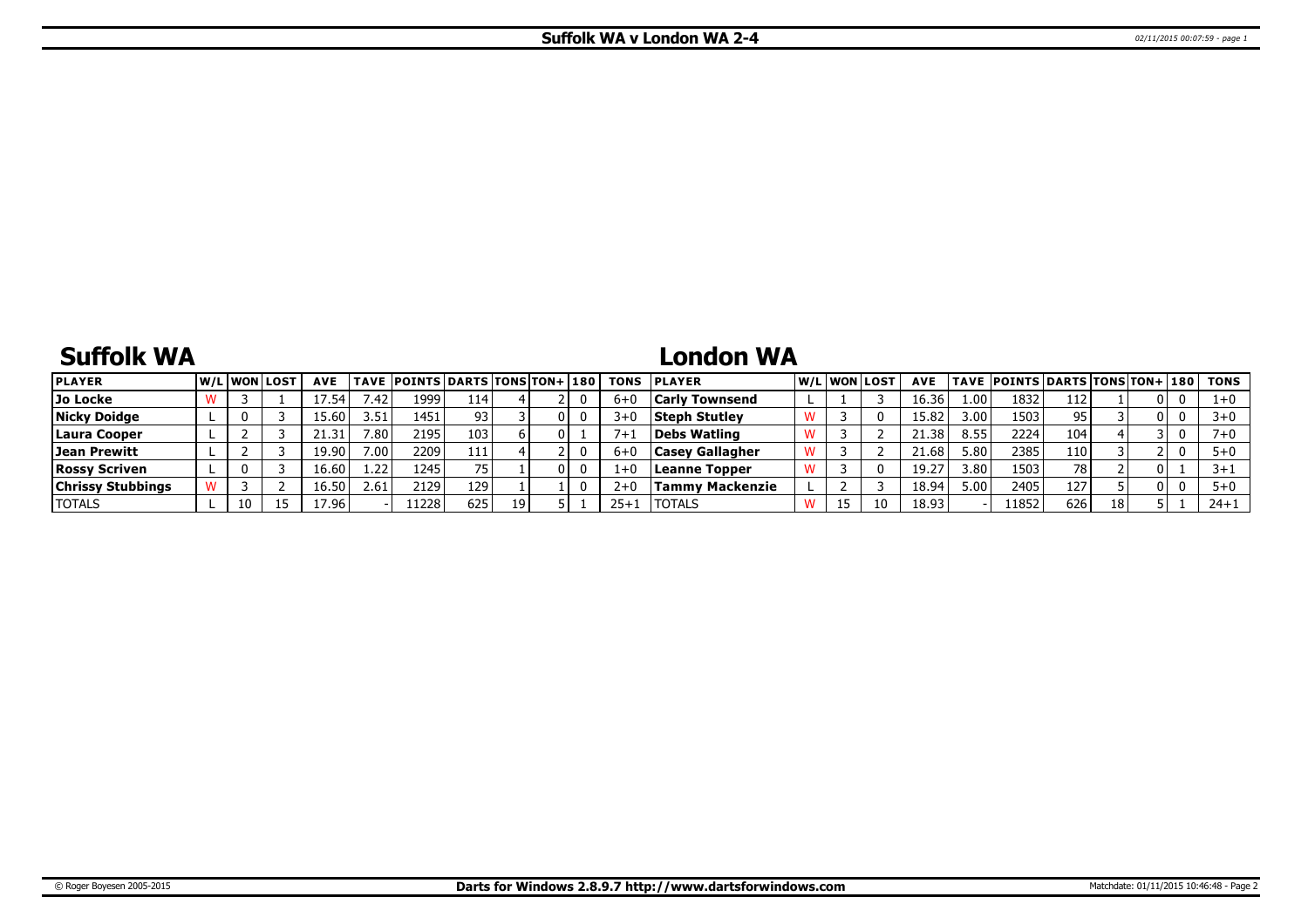# Suffolk WA v London WA 2-4

## Suffolk WA

| PLAYER | W/L | WON | LOST | AVE | TAVE | POINTS | DARTS | TONS | TON+ | 180 | TONS |
|---|---|---|---|---|---|---|---|---|---|---|---|
| Jo Locke | W | 3 | 1 | 17.54 | 7.42 | 1999 | 114 | 4 | 2 | 0 | 6+0 |
| Nicky Doidge | L | 0 | 3 | 15.60 | 3.51 | 1451 | 93 | 3 | 0 | 0 | 3+0 |
| Laura Cooper | L | 2 | 3 | 21.31 | 7.80 | 2195 | 103 | 6 | 0 | 1 | 7+1 |
| Jean Prewitt | L | 2 | 3 | 19.90 | 7.00 | 2209 | 111 | 4 | 2 | 0 | 6+0 |
| Rossy Scriven | L | 0 | 3 | 16.60 | 1.22 | 1245 | 75 | 1 | 0 | 0 | 1+0 |
| Chrissy Stubbings | W | 3 | 2 | 16.50 | 2.61 | 2129 | 129 | 1 | 1 | 0 | 2+0 |
| TOTALS | L | 10 | 15 | 17.96 | - | 11228 | 625 | 19 | 5 | 1 | 25+1 |

## London WA

| PLAYER | W/L | WON | LOST | AVE | TAVE | POINTS | DARTS | TONS | TON+ | 180 | TONS |
|---|---|---|---|---|---|---|---|---|---|---|---|
| Carly Townsend | L | 1 | 3 | 16.36 | 1.00 | 1832 | 112 | 1 | 0 | 0 | 1+0 |
| Steph Stutley | W | 3 | 0 | 15.82 | 3.00 | 1503 | 95 | 3 | 0 | 0 | 3+0 |
| Debs Watling | W | 3 | 2 | 21.38 | 8.55 | 2224 | 104 | 4 | 3 | 0 | 7+0 |
| Casey Gallagher | W | 3 | 2 | 21.68 | 5.80 | 2385 | 110 | 3 | 2 | 0 | 5+0 |
| Leanne Topper | W | 3 | 0 | 19.27 | 3.80 | 1503 | 78 | 2 | 0 | 1 | 3+1 |
| Tammy Mackenzie | L | 2 | 3 | 18.94 | 5.00 | 2405 | 127 | 5 | 0 | 0 | 5+0 |
| TOTALS | W | 15 | 10 | 18.93 | - | 11852 | 626 | 18 | 5 | 1 | 24+1 |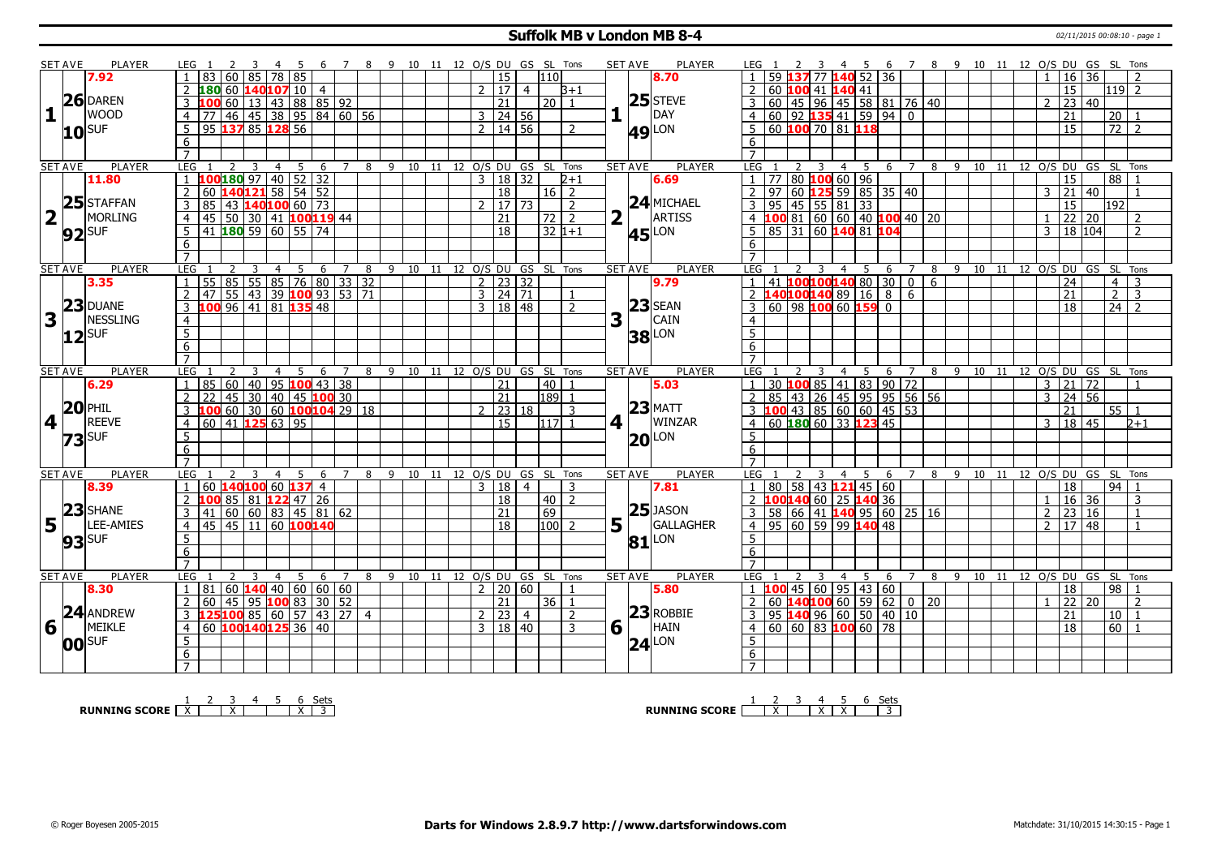# Suffolk MB v London MB 8-4

02/11/2015 00:08:10 - page 1

| SET AVE | PLAYER | LEG | 1 | 2 | 3 | 4 | 5 | 6 | 7 | 8 | 9 | 10 | 11 | 12 | O/S | DU | GS | SL | Tons | SET AVE | PLAYER | LEG | 1 | 2 | 3 | 4 | 5 | 6 | 7 | 8 | 9 | 10 | 11 | 12 | O/S | DU | GS | SL | Tons |
|---|---|---|---|---|---|---|---|---|---|---|---|---|---|---|---|---|---|---|---|---|---|---|---|---|---|---|---|---|---|---|---|---|---|---|---|---|---|---|---|
| 7.92 | | 1 | 83 | 60 | 85 | 78 | 85 | | | | | | | | | 15 | | 110 | | 8.70 | | 1 | 59 | 137 | 77 | 140 | 52 | 36 | | | | | | | 1 | 16 | 36 | | 2 |
| 26 | DAREN | 2 | 180 | 60 | 140 | 107 | 10 | 4 | | | | | | | 2 | 17 | 4 | | 3+1 | 25 | STEVE | 2 | 60 | 100 | 41 | 140 | 41 | | | | | | | | | 15 | | 119 | 2 |
| 1 | WOOD | 3 | 100 | 60 | 13 | 43 | 88 | 85 | 92 | | | | | | | 21 | | 20 | 1 | 1 | DAY | 3 | 60 | 45 | 96 | 45 | 58 | 81 | 76 | 40 | | | | | 2 | 23 | 40 | | |
| 10 | SUF | 4 | 77 | 46 | 45 | 38 | 95 | 84 | 60 | 56 | | | | | 3 | 24 | 56 | | | 49 | LON | 4 | 60 | 92 | 135 | 41 | 59 | 94 | 0 | | | | | | | 21 | | 20 | 1 |
| | | 5 | 95 | 137 | 85 | 128 | 56 | | | | | | | | 2 | 14 | 56 | | 2 | | | 5 | 60 | 100 | 70 | 81 | 118 | | | | | | | | | 15 | | 72 | 2 |
| | | 6 | | | | | | | | | | | | | | | | | | | | 6 | | | | | | | | | | | | | | | | | |
| | | 7 | | | | | | | | | | | | | | | | | | | | 7 | | | | | | | | | | | | | | | | | |
| SET AVE | PLAYER | LEG | 1 | 2 | 3 | 4 | 5 | 6 | 7 | 8 | 9 | 10 | 11 | 12 | O/S | DU | GS | SL | Tons | SET AVE | PLAYER | LEG | 1 | 2 | 3 | 4 | 5 | 6 | 7 | 8 | 9 | 10 | 11 | 12 | O/S | DU | GS | SL | Tons |
| 11.80 | | 1 | 100 | 180 | 97 | 40 | 52 | 32 | | | | | | | 3 | 18 | 32 | | 2+1 | 6.69 | | 1 | 77 | 80 | 100 | 60 | 96 | | | | | | | | | 15 | | 88 | 1 |
| 25 | STAFFAN | 2 | 60 | 140 | 121 | 58 | 54 | 52 | | | | | | | | 18 | | 16 | 2 | 24 | MICHAEL | 2 | 97 | 60 | 125 | 59 | 85 | 35 | 40 | | | | | | 3 | 21 | 40 | | 1 |
| 2 | MORLING | 3 | 85 | 43 | 140 | 100 | 60 | 73 | | | | | | | 2 | 17 | 73 | | 2 | 2 | ARTISS | 3 | 95 | 45 | 55 | 81 | 33 | | | | | | | | | 15 | | 192 | |
| 92 | SUF | 4 | 45 | 50 | 30 | 41 | 100 | 119 | 44 | | | | | | | 21 | | 72 | 2 | 45 | LON | 4 | 100 | 81 | 60 | 60 | 40 | 100 | 40 | 20 | | | | | 1 | 22 | 20 | | 2 |
| | | 5 | 41 | 180 | 59 | 60 | 55 | 74 | | | | | | | | 18 | | 32 | 1+1 | | | 5 | 85 | 31 | 60 | 140 | 81 | 104 | | | | | | | 3 | 18 | 104 | | 2 |
| | | 6 | | | | | | | | | | | | | | | | | | | | 6 | | | | | | | | | | | | | | | | | |
| | | 7 | | | | | | | | | | | | | | | | | | | | 7 | | | | | | | | | | | | | | | | | |
| SET AVE | PLAYER | LEG | 1 | 2 | 3 | 4 | 5 | 6 | 7 | 8 | 9 | 10 | 11 | 12 | O/S | DU | GS | SL | Tons | SET AVE | PLAYER | LEG | 1 | 2 | 3 | 4 | 5 | 6 | 7 | 8 | 9 | 10 | 11 | 12 | O/S | DU | GS | SL | Tons |
| 3.35 | | 1 | 55 | 85 | 55 | 85 | 76 | 80 | 33 | 32 | | | | | 2 | 23 | 32 | | | 9.79 | | 1 | 41 | 100 | 100 | 140 | 80 | 30 | 0 | 6 | | | | | | 24 | | 4 | 3 |
| 23 | DUANE | 2 | 47 | 55 | 43 | 39 | 100 | 93 | 53 | 71 | | | | | 3 | 24 | 71 | | 1 | 23 | SEAN | 2 | 140 | 100 | 140 | 89 | 16 | 8 | 6 | | | | | | | 21 | | 2 | 3 |
| 3 | NESSLING | 3 | 100 | 96 | 41 | 81 | 135 | 48 | | | | | | | 3 | 18 | 48 | | 2 | 3 | CAIN | 3 | 60 | 98 | 100 | 60 | 159 | 0 | | | | | | | | 18 | | 24 | 2 |
| 12 | SUF | 4 | | | | | | | | | | | | | | | | | | 38 | LON | 4 | | | | | | | | | | | | | | | | | |
| | | 5 | | | | | | | | | | | | | | | | | | | | 5 | | | | | | | | | | | | | | | | | |
| | | 6 | | | | | | | | | | | | | | | | | | | | 6 | | | | | | | | | | | | | | | | | |
| | | 7 | | | | | | | | | | | | | | | | | | | | 7 | | | | | | | | | | | | | | | | | |
| SET AVE | PLAYER | LEG | 1 | 2 | 3 | 4 | 5 | 6 | 7 | 8 | 9 | 10 | 11 | 12 | O/S | DU | GS | SL | Tons | SET AVE | PLAYER | LEG | 1 | 2 | 3 | 4 | 5 | 6 | 7 | 8 | 9 | 10 | 11 | 12 | O/S | DU | GS | SL | Tons |
| 6.29 | | 1 | 85 | 60 | 40 | 95 | 100 | 43 | 38 | | | | | | | 21 | | 40 | 1 | 5.03 | | 1 | 30 | 100 | 85 | 41 | 83 | 90 | 72 | | | | | | 3 | 21 | 72 | | 1 |
| 20 | PHIL | 2 | 22 | 45 | 30 | 40 | 45 | 100 | 30 | | | | | | | 21 | | 189 | 1 | 23 | MATT | 2 | 85 | 43 | 26 | 45 | 95 | 95 | 56 | 56 | | | | | 3 | 24 | 56 | | |
| 4 | REEVE | 3 | 100 | 60 | 30 | 60 | 100 | 104 | 29 | 18 | | | | | 2 | 23 | 18 | | 3 | 4 | WINZAR | 3 | 100 | 43 | 85 | 60 | 60 | 45 | 53 | | | | | | | 21 | | 55 | 1 |
| 73 | SUF | 4 | 60 | 41 | 125 | 63 | 95 | | | | | | | | | 15 | | 117 | 1 | 20 | LON | 4 | 60 | 180 | 60 | 33 | 123 | 45 | | | | | | | 3 | 18 | 45 | | 2+1 |
| | | 5 | | | | | | | | | | | | | | | | | | | | 5 | | | | | | | | | | | | | | | | | |
| | | 6 | | | | | | | | | | | | | | | | | | | | 6 | | | | | | | | | | | | | | | | | |
| | | 7 | | | | | | | | | | | | | | | | | | | | 7 | | | | | | | | | | | | | | | | | |
| SET AVE | PLAYER | LEG | 1 | 2 | 3 | 4 | 5 | 6 | 7 | 8 | 9 | 10 | 11 | 12 | O/S | DU | GS | SL | Tons | SET AVE | PLAYER | LEG | 1 | 2 | 3 | 4 | 5 | 6 | 7 | 8 | 9 | 10 | 11 | 12 | O/S | DU | GS | SL | Tons |
| 8.39 | | 1 | 60 | 140 | 100 | 60 | 137 | 4 | | | | | | | 3 | 18 | 4 | | 3 | 7.81 | | 1 | 80 | 58 | 43 | 121 | 45 | 60 | | | | | | | | 18 | | 94 | 1 |
| 23 | SHANE | 2 | 100 | 85 | 81 | 122 | 47 | 26 | | | | | | | | 18 | | 40 | 2 | 25 | JASON | 2 | 100 | 140 | 60 | 25 | 140 | 36 | | | | | | | 1 | 16 | 36 | | 3 |
| 5 | LEE-AMIES | 3 | 41 | 60 | 60 | 83 | 45 | 81 | 62 | | | | | | | 21 | | 69 | | 5 | GALLAGHER | 3 | 58 | 66 | 41 | 140 | 95 | 60 | 25 | 16 | | | | | 2 | 23 | 16 | | 1 |
| 93 | SUF | 4 | 45 | 45 | 11 | 60 | 100 | 140 | | | | | | | | 18 | | 100 | 2 | 81 | LON | 4 | 95 | 60 | 59 | 99 | 140 | 48 | | | | | | | 2 | 17 | 48 | | 1 |
| | | 5 | | | | | | | | | | | | | | | | | | | | 5 | | | | | | | | | | | | | | | | | |
| | | 6 | | | | | | | | | | | | | | | | | | | | 6 | | | | | | | | | | | | | | | | | |
| | | 7 | | | | | | | | | | | | | | | | | | | | 7 | | | | | | | | | | | | | | | | | |
| SET AVE | PLAYER | LEG | 1 | 2 | 3 | 4 | 5 | 6 | 7 | 8 | 9 | 10 | 11 | 12 | O/S | DU | GS | SL | Tons | SET AVE | PLAYER | LEG | 1 | 2 | 3 | 4 | 5 | 6 | 7 | 8 | 9 | 10 | 11 | 12 | O/S | DU | GS | SL | Tons |
| 8.30 | | 1 | 81 | 60 | 140 | 40 | 60 | 60 | 60 | | | | | | 2 | 20 | 60 | | 1 | 5.80 | | 1 | 100 | 45 | 60 | 95 | 43 | 60 | | | | | | | | 18 | | 98 | 1 |
| 24 | ANDREW | 2 | 60 | 45 | 95 | 100 | 83 | 30 | 52 | | | | | | | 21 | | 36 | 1 | 23 | ROBBIE | 2 | 60 | 140 | 100 | 60 | 59 | 62 | 0 | 20 | | | | | 1 | 22 | 20 | | 2 |
| 6 | MEIKLE | 3 | 125 | 100 | 85 | 60 | 57 | 43 | 27 | 4 | | | | | 2 | 23 | 4 | | 2 | 6 | HAIN | 3 | 95 | 140 | 96 | 60 | 50 | 40 | 10 | | | | | | | 21 | | 10 | 1 |
| 00 | SUF | 4 | 60 | 100 | 140 | 125 | 36 | 40 | | | | | | | 3 | 18 | 40 | | 3 | 24 | LON | 4 | 60 | 60 | 83 | 100 | 60 | 78 | | | | | | | | 18 | | 60 | 1 |
| | | 5 | | | | | | | | | | | | | | | | | | | | 5 | | | | | | | | | | | | | | | | | |
| | | 6 | | | | | | | | | | | | | | | | | | | | 6 | | | | | | | | | | | | | | | | | |
| | | 7 | | | | | | | | | | | | | | | | | | | | 7 | | | | | | | | | | | | | | | | | |

| RUNNING SCORE | 1 | 2 | 3 | 4 | 5 | 6 | Sets |
|---|---|---|---|---|---|---|---|
| | X | | X | | | X | 3 |

| RUNNING SCORE | 1 | 2 | 3 | 4 | 5 | 6 | Sets |
|---|---|---|---|---|---|---|---|
| | | X | | X | X | | 3 |

© Roger Boyesen 2005-2015 **Darts for Windows 2.8.9.7 http://www.dartsforwindows.com** Matchdate: 31/10/2015 14:30:15 - Page 1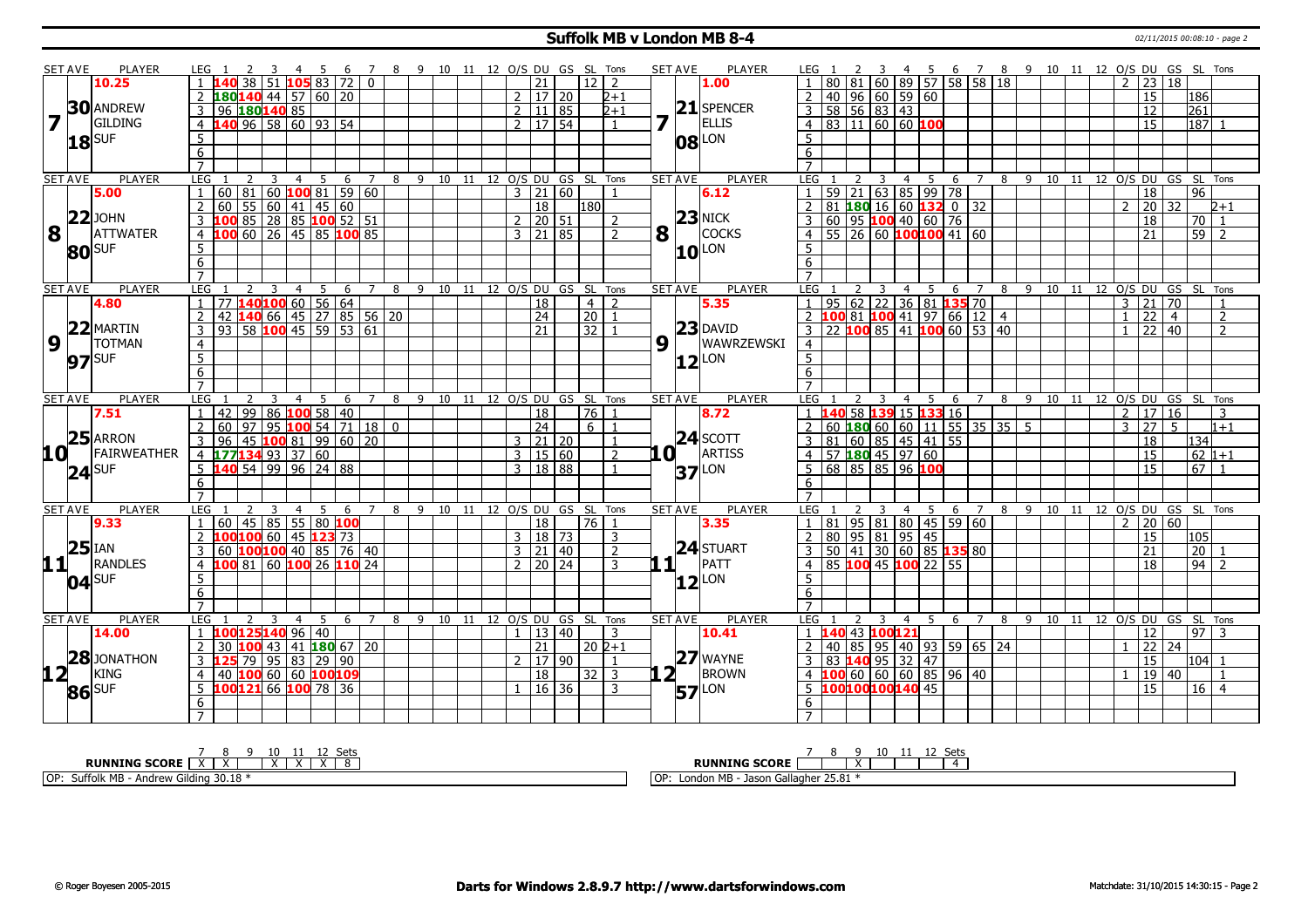# Suffolk MB v London MB 8-4

02/11/2015 00:08:10 - page 2

| SET AVE | PLAYER | LEG | 1 | 2 | 3 | 4 | 5 | 6 | 7 | 8 | 9 | 10 | 11 | 12 | O/S | DU | GS | SL | Tons | SET AVE | PLAYER | LEG | 1 | 2 | 3 | 4 | 5 | 6 | 7 | 8 | 9 | 10 | 11 | 12 | O/S | DU | GS | SL | Tons |
|---|---|---|---|---|---|---|---|---|---|---|---|---|---|---|---|---|---|---|---|---|---|---|---|---|---|---|---|---|---|---|---|---|---|---|---|---|---|---|---|
| 10.25 | | 1 | 140 | 38 | 51 | 105 | 83 | 72 | 0 | | | | | | | 21 | | 12 | 2 | 1.00 | | 1 | 80 | 81 | 60 | 89 | 57 | 58 | 58 | 18 | | | | | 2 | 23 | 18 | | |
| 30 | ANDREW | 2 | 180 | 140 | 44 | 57 | 60 | 20 | | | | | | | 2 | 17 | 20 | | 2+1 | 21 | SPENCER | 2 | 40 | 96 | 60 | 59 | 60 | | | | | | | | | 15 | | 186 | |
| 7 | GILDING | 3 | 96 | 180 | 140 | 85 | | | | | | | | | 2 | 11 | 85 | | 2+1 | 7 | ELLIS | 3 | 58 | 56 | 83 | 43 | | | | | | | | | | 12 | | 261 | |
| 18 | SUF | 4 | 140 | 96 | 58 | 60 | 93 | 54 | | | | | | | 2 | 17 | 54 | | 1 | 08 | LON | 4 | 83 | 11 | 60 | 60 | 100 | | | | | | | | | 15 | | 187 | 1 |
| | | 5 | | | | | | | | | | | | | | | | | | | | 5 | | | | | | | | | | | | | | | | | |
| | | 6 | | | | | | | | | | | | | | | | | | | | 6 | | | | | | | | | | | | | | | | | |
| | | 7 | | | | | | | | | | | | | | | | | | | | 7 | | | | | | | | | | | | | | | | | |
| SET AVE | PLAYER | LEG | 1 | 2 | 3 | 4 | 5 | 6 | 7 | 8 | 9 | 10 | 11 | 12 | O/S | DU | GS | SL | Tons | SET AVE | PLAYER | LEG | 1 | 2 | 3 | 4 | 5 | 6 | 7 | 8 | 9 | 10 | 11 | 12 | O/S | DU | GS | SL | Tons |
| 5.00 | | 1 | 60 | 81 | 60 | 100 | 81 | 59 | 60 | | | | | | 3 | 21 | 60 | | 1 | 6.12 | | 1 | 59 | 21 | 63 | 85 | 99 | 78 | | | | | | | | 18 | | 96 | |
| 22 | JOHN | 2 | 60 | 55 | 60 | 41 | 45 | 60 | | | | | | | | 18 | | 180 | | 23 | NICK | 2 | 81 | 180 | 16 | 60 | 132 | 0 | 32 | | | | | | 2 | 20 | 32 | | 2+1 |
| 8 | ATTWATER | 3 | 100 | 85 | 28 | 85 | 100 | 52 | 51 | | | | | | 2 | 20 | 51 | | 2 | 8 | COCKS | 3 | 60 | 95 | 100 | 40 | 60 | 76 | | | | | | | | 18 | | 70 | 1 |
| 80 | SUF | 4 | 100 | 60 | 26 | 45 | 85 | 100 | 85 | | | | | | 3 | 21 | 85 | | 2 | 10 | LON | 4 | 55 | 26 | 60 | 100 | 100 | 41 | 60 | | | | | | | 21 | | 59 | 2 |
| | | 5 | | | | | | | | | | | | | | | | | | | | 5 | | | | | | | | | | | | | | | | | |
| | | 6 | | | | | | | | | | | | | | | | | | | | 6 | | | | | | | | | | | | | | | | | |
| | | 7 | | | | | | | | | | | | | | | | | | | | 7 | | | | | | | | | | | | | | | | | |
| SET AVE | PLAYER | LEG | 1 | 2 | 3 | 4 | 5 | 6 | 7 | 8 | 9 | 10 | 11 | 12 | O/S | DU | GS | SL | Tons | SET AVE | PLAYER | LEG | 1 | 2 | 3 | 4 | 5 | 6 | 7 | 8 | 9 | 10 | 11 | 12 | O/S | DU | GS | SL | Tons |
| 4.80 | | 1 | 77 | 140 | 100 | 60 | 56 | 64 | | | | | | | | 18 | | 4 | 2 | 5.35 | | 1 | 95 | 62 | 22 | 36 | 81 | 135 | 70 | | | | | | 3 | 21 | 70 | | 1 |
| 22 | MARTIN | 2 | 42 | 140 | 66 | 45 | 27 | 85 | 56 | 20 | | | | | | 24 | | 20 | 1 | 23 | DAVID | 2 | 100 | 81 | 100 | 41 | 97 | 66 | 12 | 4 | | | | | 1 | 22 | 4 | | 2 |
| 9 | TOTMAN | 3 | 93 | 58 | 100 | 45 | 59 | 53 | 61 | | | | | | | 21 | | 32 | 1 | 9 | WAWRZEWSKI | 3 | 22 | 100 | 85 | 41 | 100 | 60 | 53 | 40 | | | | | 1 | 22 | 40 | | 2 |
| 97 | SUF | 4 | | | | | | | | | | | | | | | | | | 12 | LON | 4 | | | | | | | | | | | | | | | | | |
| | | 5 | | | | | | | | | | | | | | | | | | | | 5 | | | | | | | | | | | | | | | | | |
| | | 6 | | | | | | | | | | | | | | | | | | | | 6 | | | | | | | | | | | | | | | | | |
| | | 7 | | | | | | | | | | | | | | | | | | | | 7 | | | | | | | | | | | | | | | | | |
| SET AVE | PLAYER | LEG | 1 | 2 | 3 | 4 | 5 | 6 | 7 | 8 | 9 | 10 | 11 | 12 | O/S | DU | GS | SL | Tons | SET AVE | PLAYER | LEG | 1 | 2 | 3 | 4 | 5 | 6 | 7 | 8 | 9 | 10 | 11 | 12 | O/S | DU | GS | SL | Tons |
| 7.51 | | 1 | 42 | 99 | 86 | 100 | 58 | 40 | | | | | | | | 18 | | 76 | 1 | 8.72 | | 1 | 140 | 58 | 139 | 15 | 133 | 16 | | | | | | | 2 | 17 | 16 | | 3 |
| 25 | ARRON | 2 | 60 | 97 | 95 | 100 | 54 | 71 | 18 | 0 | | | | | | 24 | | 6 | 1 | 24 | SCOTT | 2 | 60 | 180 | 60 | 60 | 11 | 55 | 35 | 35 | 5 | | | | 3 | 27 | 5 | | 1+1 |
| 10 | FAIRWEATHER | 3 | 96 | 45 | 100 | 81 | 99 | 60 | 20 | | | | | | 3 | 21 | 20 | | 1 | 10 | ARTISS | 3 | 81 | 60 | 85 | 45 | 41 | 55 | | | | | | | | 18 | | 134 | |
| 24 | SUF | 4 | 177 | 134 | 93 | 37 | 60 | | | | | | | | 3 | 15 | 60 | | 2 | 37 | LON | 4 | 57 | 180 | 45 | 97 | 60 | | | | | | | | | 15 | | 62 | 1+1 |
| | | 5 | 140 | 54 | 99 | 96 | 24 | 88 | | | | | | | 3 | 18 | 88 | | 1 | | | 5 | 68 | 85 | 85 | 96 | 100 | | | | | | | | | 15 | | 67 | 1 |
| | | 6 | | | | | | | | | | | | | | | | | | | | 6 | | | | | | | | | | | | | | | | | |
| | | 7 | | | | | | | | | | | | | | | | | | | | 7 | | | | | | | | | | | | | | | | | |
| SET AVE | PLAYER | LEG | 1 | 2 | 3 | 4 | 5 | 6 | 7 | 8 | 9 | 10 | 11 | 12 | O/S | DU | GS | SL | Tons | SET AVE | PLAYER | LEG | 1 | 2 | 3 | 4 | 5 | 6 | 7 | 8 | 9 | 10 | 11 | 12 | O/S | DU | GS | SL | Tons |
| 9.33 | | 1 | 60 | 45 | 85 | 55 | 80 | 100 | | | | | | | | 18 | | 76 | 1 | 3.35 | | 1 | 81 | 95 | 81 | 80 | 45 | 59 | 60 | | | | | | 2 | 20 | 60 | | |
| 25 | IAN | 2 | 100 | 100 | 60 | 45 | 123 | 73 | | | | | | | 3 | 18 | 73 | | 3 | 24 | STUART | 2 | 80 | 95 | 81 | 95 | 45 | | | | | | | | | 15 | | 105 | |
| 11 | RANDLES | 3 | 60 | 100 | 100 | 40 | 85 | 76 | 40 | | | | | | 3 | 21 | 40 | | 2 | 11 | PATT | 3 | 50 | 41 | 30 | 60 | 85 | 135 | 80 | | | | | | | 21 | | 20 | 1 |
| 04 | SUF | 4 | 100 | 81 | 60 | 100 | 26 | 110 | 24 | | | | | | 2 | 20 | 24 | | 3 | 12 | LON | 4 | 85 | 100 | 45 | 100 | 22 | 55 | | | | | | | | 18 | | 94 | 2 |
| | | 5 | | | | | | | | | | | | | | | | | | | | 5 | | | | | | | | | | | | | | | | | |
| | | 6 | | | | | | | | | | | | | | | | | | | | 6 | | | | | | | | | | | | | | | | | |
| | | 7 | | | | | | | | | | | | | | | | | | | | 7 | | | | | | | | | | | | | | | | | |
| SET AVE | PLAYER | LEG | 1 | 2 | 3 | 4 | 5 | 6 | 7 | 8 | 9 | 10 | 11 | 12 | O/S | DU | GS | SL | Tons | SET AVE | PLAYER | LEG | 1 | 2 | 3 | 4 | 5 | 6 | 7 | 8 | 9 | 10 | 11 | 12 | O/S | DU | GS | SL | Tons |
| 14.00 | | 1 | 100 | 125 | 140 | 96 | 40 | | | | | | | | 1 | 13 | 40 | | 3 | 10.41 | | 1 | 140 | 43 | 100 | 121 | | | | | | | | | | 12 | | 97 | 3 |
| 28 | JONATHON | 2 | 30 | 100 | 43 | 41 | 180 | 67 | 20 | | | | | | | 21 | | 20 | 2+1 | 27 | WAYNE | 2 | 40 | 85 | 95 | 40 | 93 | 59 | 65 | 24 | | | | | 1 | 22 | 24 | | |
| 12 | KING | 3 | 125 | 79 | 95 | 83 | 29 | 90 | | | | | | | 2 | 17 | 90 | | 1 | 12 | BROWN | 3 | 83 | 140 | 95 | 32 | 47 | | | | | | | | | 15 | | 104 | 1 |
| 86 | SUF | 4 | 40 | 100 | 60 | 60 | 100 | 109 | | | | | | | | 18 | | 32 | 3 | 57 | LON | 4 | 100 | 60 | 60 | 60 | 85 | 96 | 40 | | | | | | 1 | 19 | 40 | | 1 |
| | | 5 | 100 | 121 | 66 | 100 | 78 | 36 | | | | | | | 1 | 16 | 36 | | 3 | | | 5 | 100 | 100 | 100 | 140 | 45 | | | | | | | | | 15 | | 16 | 4 |
| | | 6 | | | | | | | | | | | | | | | | | | | | 6 | | | | | | | | | | | | | | | | | |
| | | 7 | | | | | | | | | | | | | | | | | | | | 7 | | | | | | | | | | | | | | | | | |

| RUNNING SCORE | 7 | 8 | 9 | 10 | 11 | 12 | Sets |
|---|---|---|---|---|---|---|---|
| Suffolk MB | X | X | | X | X | X | 8 |
| London MB | | | X | | | | 4 |

OP: Suffolk MB - Andrew Gilding 30.18 *

OP: London MB - Jason Gallagher 25.81 *

© Roger Boyesen 2005-2015 | Darts for Windows 2.8.9.7 http://www.dartsforwindows.com | Matchdate: 31/10/2015 14:30:15 - Page 2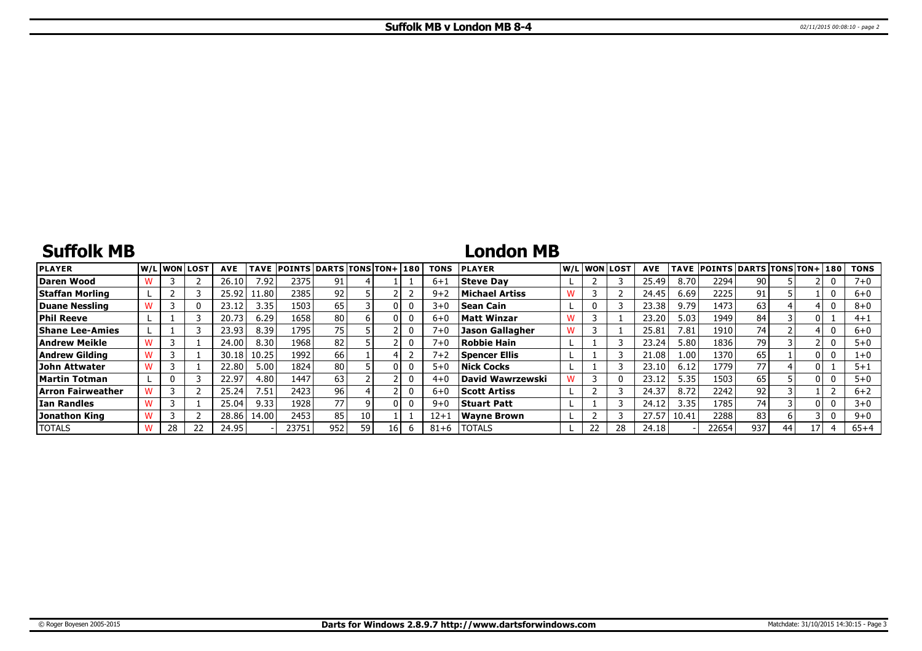# Suffolk MB v London MB 8-4

## Suffolk MB

| PLAYER | W/L | WON | LOST | AVE | TAVE | POINTS | DARTS | TONS | TON+ | 180 | TONS |
|---|---|---|---|---|---|---|---|---|---|---|---|
| Daren Wood | W | 3 | 2 | 26.10 | 7.92 | 2375 | 91 | 4 | 1 | 1 | 6+1 |
| Staffan Morling | L | 2 | 3 | 25.92 | 11.80 | 2385 | 92 | 5 | 2 | 2 | 9+2 |
| Duane Nessling | W | 3 | 0 | 23.12 | 3.35 | 1503 | 65 | 3 | 0 | 0 | 3+0 |
| Phil Reeve | L | 1 | 3 | 20.73 | 6.29 | 1658 | 80 | 6 | 0 | 0 | 6+0 |
| Shane Lee-Amies | L | 1 | 3 | 23.93 | 8.39 | 1795 | 75 | 5 | 2 | 0 | 7+0 |
| Andrew Meikle | W | 3 | 1 | 24.00 | 8.30 | 1968 | 82 | 5 | 2 | 0 | 7+0 |
| Andrew Gilding | W | 3 | 1 | 30.18 | 10.25 | 1992 | 66 | 1 | 4 | 2 | 7+2 |
| John Attwater | W | 3 | 1 | 22.80 | 5.00 | 1824 | 80 | 5 | 0 | 0 | 5+0 |
| Martin Totman | L | 0 | 3 | 22.97 | 4.80 | 1447 | 63 | 2 | 2 | 0 | 4+0 |
| Arron Fairweather | W | 3 | 2 | 25.24 | 7.51 | 2423 | 96 | 4 | 2 | 0 | 6+0 |
| Ian Randles | W | 3 | 1 | 25.04 | 9.33 | 1928 | 77 | 9 | 0 | 0 | 9+0 |
| Jonathon King | W | 3 | 2 | 28.86 | 14.00 | 2453 | 85 | 10 | 1 | 1 | 12+1 |
| TOTALS | W | 28 | 22 | 24.95 | - | 23751 | 952 | 59 | 16 | 6 | 81+6 |

## London MB

| PLAYER | W/L | WON | LOST | AVE | TAVE | POINTS | DARTS | TONS | TON+ | 180 | TONS |
|---|---|---|---|---|---|---|---|---|---|---|---|
| Steve Day | L | 2 | 3 | 25.49 | 8.70 | 2294 | 90 | 5 | 2 | 0 | 7+0 |
| Michael Artiss | W | 3 | 2 | 24.45 | 6.69 | 2225 | 91 | 5 | 1 | 0 | 6+0 |
| Sean Cain | L | 0 | 3 | 23.38 | 9.79 | 1473 | 63 | 4 | 4 | 0 | 8+0 |
| Matt Winzar | W | 3 | 1 | 23.20 | 5.03 | 1949 | 84 | 3 | 0 | 1 | 4+1 |
| Jason Gallagher | W | 3 | 1 | 25.81 | 7.81 | 1910 | 74 | 2 | 4 | 0 | 6+0 |
| Robbie Hain | L | 1 | 3 | 23.24 | 5.80 | 1836 | 79 | 3 | 2 | 0 | 5+0 |
| Spencer Ellis | L | 1 | 3 | 21.08 | 1.00 | 1370 | 65 | 1 | 0 | 0 | 1+0 |
| Nick Cocks | L | 1 | 3 | 23.10 | 6.12 | 1779 | 77 | 4 | 0 | 1 | 5+1 |
| David Wawrzewski | W | 3 | 0 | 23.12 | 5.35 | 1503 | 65 | 5 | 0 | 0 | 5+0 |
| Scott Artiss | L | 2 | 3 | 24.37 | 8.72 | 2242 | 92 | 3 | 1 | 2 | 6+2 |
| Stuart Patt | L | 1 | 3 | 24.12 | 3.35 | 1785 | 74 | 3 | 0 | 0 | 3+0 |
| Wayne Brown | L | 2 | 3 | 27.57 | 10.41 | 2288 | 83 | 6 | 3 | 0 | 9+0 |
| TOTALS | L | 22 | 28 | 24.18 | - | 22654 | 937 | 44 | 17 | 4 | 65+4 |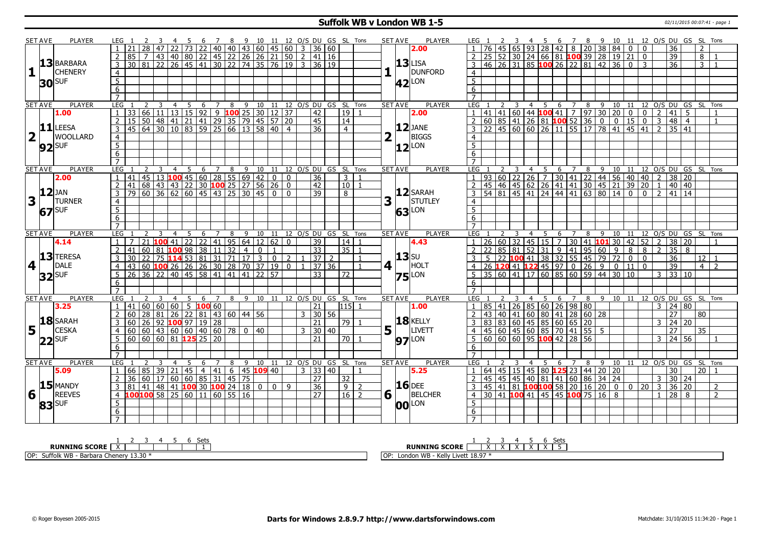# Suffolk WB v London WB 1-5

02/11/2015 00:07:41 - page 1

## Set 1

| SET AVE | PLAYER | LEG | 1 | 2 | 3 | 4 | 5 | 6 | 7 | 8 | 9 | 10 | 11 | 12 | O/S | DU | GS | SL | Tons |
|---|---|---|---|---|---|---|---|---|---|---|---|---|---|---|---|---|---|---|---|
| 13.30 | BARBARA CHENERY SUF | 1 | 21 | 28 | 47 | 22 | 73 | 22 | 40 | 40 | 43 | 60 | 45 | 60 | 3 | 36 | 60 | | |
| | | 2 | 85 | 7 | 43 | 40 | 80 | 22 | 45 | 22 | 26 | 26 | 21 | 50 | 2 | 41 | 16 | | |
| | | 3 | 30 | 81 | 22 | 26 | 45 | 41 | 30 | 22 | 74 | 35 | 76 | 19 | 3 | 36 | 19 | | |

| SET AVE | PLAYER | LEG | 1 | 2 | 3 | 4 | 5 | 6 | 7 | 8 | 9 | 10 | 11 | 12 | O/S | DU | GS | SL | Tons |
|---|---|---|---|---|---|---|---|---|---|---|---|---|---|---|---|---|---|---|---|
| 13.42 (2.00) | LISA DUNFORD LON | 1 | 76 | 45 | 65 | 93 | 28 | 42 | 8 | 20 | 38 | 84 | 0 | 0 | | 36 | | 2 | |
| | | 2 | 25 | 52 | 30 | 24 | 66 | 81 | 100 | 39 | 28 | 19 | 21 | 0 | | 39 | | 8 | 1 |
| | | 3 | 46 | 26 | 31 | 85 | 100 | 26 | 22 | 81 | 42 | 36 | 0 | 3 | | 36 | | 3 | 1 |

## Set 2

| SET AVE | PLAYER | LEG | 1 | 2 | 3 | 4 | 5 | 6 | 7 | 8 | 9 | 10 | 11 | 12 | O/S | DU | GS | SL | Tons |
|---|---|---|---|---|---|---|---|---|---|---|---|---|---|---|---|---|---|---|---|
| 11.92 (1.00) | LEESA WOOLLARD SUF | 1 | 33 | 66 | 11 | 13 | 15 | 92 | 9 | 100 | 25 | 30 | 12 | 37 | | 42 | | 19 | 1 |
| | | 2 | 15 | 50 | 48 | 41 | 21 | 41 | 29 | 35 | 79 | 45 | 57 | 20 | | 45 | | 14 | |
| | | 3 | 45 | 64 | 30 | 10 | 83 | 59 | 25 | 66 | 13 | 58 | 40 | 4 | | 36 | | 4 | |

| SET AVE | PLAYER | LEG | 1 | 2 | 3 | 4 | 5 | 6 | 7 | 8 | 9 | 10 | 11 | 12 | O/S | DU | GS | SL | Tons |
|---|---|---|---|---|---|---|---|---|---|---|---|---|---|---|---|---|---|---|---|
| 12.12 (2.00) | JANE BIGGS LON | 1 | 41 | 41 | 60 | 44 | 100 | 41 | 7 | 97 | 30 | 20 | 0 | 0 | 2 | 41 | 5 | | 1 |
| | | 2 | 60 | 85 | 41 | 26 | 81 | 100 | 52 | 36 | 0 | 0 | 15 | 0 | 3 | 48 | 4 | | 1 |
| | | 3 | 22 | 45 | 60 | 60 | 26 | 11 | 55 | 17 | 78 | 41 | 45 | 41 | 2 | 35 | 41 | | |

## Set 3

| SET AVE | PLAYER | LEG | 1 | 2 | 3 | 4 | 5 | 6 | 7 | 8 | 9 | 10 | 11 | 12 | O/S | DU | GS | SL | Tons |
|---|---|---|---|---|---|---|---|---|---|---|---|---|---|---|---|---|---|---|---|
| 12.67 (2.00) | JAN TURNER SUF | 1 | 41 | 45 | 13 | 100 | 45 | 60 | 28 | 55 | 69 | 42 | 0 | 0 | | 36 | | 3 | 1 |
| | | 2 | 41 | 68 | 43 | 43 | 22 | 30 | 100 | 25 | 27 | 56 | 26 | 0 | | 42 | | 10 | 1 |
| | | 3 | 79 | 60 | 36 | 62 | 60 | 45 | 43 | 25 | 30 | 45 | 0 | 0 | | 39 | | 8 | |

| SET AVE | PLAYER | LEG | 1 | 2 | 3 | 4 | 5 | 6 | 7 | 8 | 9 | 10 | 11 | 12 | O/S | DU | GS | SL | Tons |
|---|---|---|---|---|---|---|---|---|---|---|---|---|---|---|---|---|---|---|---|
| 12.63 | SARAH STUTLEY LON | 1 | 93 | 60 | 22 | 26 | 7 | 30 | 41 | 22 | 44 | 56 | 40 | 40 | 2 | 38 | 20 | | |
| | | 2 | 45 | 46 | 45 | 62 | 26 | 41 | 41 | 30 | 45 | 21 | 39 | 20 | 1 | 40 | 40 | | |
| | | 3 | 54 | 81 | 45 | 41 | 24 | 44 | 41 | 63 | 80 | 14 | 0 | 0 | 2 | 41 | 14 | | |

## Set 4

| SET AVE | PLAYER | LEG | 1 | 2 | 3 | 4 | 5 | 6 | 7 | 8 | 9 | 10 | 11 | 12 | O/S | DU | GS | SL | Tons |
|---|---|---|---|---|---|---|---|---|---|---|---|---|---|---|---|---|---|---|---|
| 13.32 (4.14) | TERESA DALE SUF | 1 | 7 | 21 | 100 | 41 | 22 | 22 | 41 | 95 | 64 | 12 | 62 | 0 | | 39 | | 14 | 1 |
| | | 2 | 41 | 60 | 81 | 100 | 98 | 38 | 11 | 32 | 4 | 0 | 1 | | | 33 | | 35 | 1 |
| | | 3 | 30 | 22 | 75 | 114 | 53 | 81 | 31 | 71 | 17 | 3 | 0 | 2 | 1 | 37 | 2 | | 1 |
| | | 4 | 43 | 60 | 100 | 26 | 26 | 26 | 30 | 28 | 70 | 37 | 19 | 0 | 1 | 37 | 36 | | 1 |
| | | 5 | 26 | 36 | 22 | 40 | 45 | 58 | 41 | 41 | 41 | 22 | 57 | | | 33 | | 72 | |

| SET AVE | PLAYER | LEG | 1 | 2 | 3 | 4 | 5 | 6 | 7 | 8 | 9 | 10 | 11 | 12 | O/S | DU | GS | SL | Tons |
|---|---|---|---|---|---|---|---|---|---|---|---|---|---|---|---|---|---|---|---|
| 13.75 (4.43) | SU HOLT LON | 1 | 26 | 60 | 32 | 45 | 15 | 7 | 30 | 41 | 101 | 30 | 42 | 52 | 2 | 38 | 20 | | 1 |
| | | 2 | 22 | 85 | 81 | 52 | 31 | 9 | 41 | 95 | 60 | 9 | 8 | 8 | 2 | 35 | 8 | | |
| | | 3 | 5 | 22 | 100 | 41 | 38 | 32 | 55 | 45 | 79 | 72 | 0 | 0 | | 36 | | 12 | 1 |
| | | 4 | 26 | 120 | 41 | 122 | 45 | 97 | 0 | 26 | 9 | 0 | 11 | 0 | | 39 | | 4 | 2 |
| | | 5 | 35 | 60 | 41 | 17 | 60 | 85 | 60 | 59 | 44 | 30 | 10 | | 3 | 33 | 10 | | |

## Set 5

| SET AVE | PLAYER | LEG | 1 | 2 | 3 | 4 | 5 | 6 | 7 | 8 | 9 | 10 | 11 | 12 | O/S | DU | GS | SL | Tons |
|---|---|---|---|---|---|---|---|---|---|---|---|---|---|---|---|---|---|---|---|
| 18.22 (3.25) | SARAH CESKA SUF | 1 | 41 | 60 | 60 | 60 | 5 | 100 | 60 | | | | | | | 21 | | 115 | 1 |
| | | 2 | 60 | 28 | 81 | 26 | 22 | 81 | 43 | 60 | 44 | 56 | | | 3 | 30 | 56 | | |
| | | 3 | 60 | 26 | 92 | 100 | 97 | 19 | 28 | | | | | | | 21 | | 79 | 1 |
| | | 4 | 60 | 60 | 43 | 60 | 60 | 40 | 60 | 78 | 0 | 40 | | | 3 | 30 | 40 | | |
| | | 5 | 60 | 60 | 60 | 81 | 125 | 25 | 20 | | | | | | | 21 | | 70 | 1 |

| SET AVE | PLAYER | LEG | 1 | 2 | 3 | 4 | 5 | 6 | 7 | 8 | 9 | 10 | 11 | 12 | O/S | DU | GS | SL | Tons |
|---|---|---|---|---|---|---|---|---|---|---|---|---|---|---|---|---|---|---|---|
| 18.97 (1.00) | KELLY LIVETT LON | 1 | 85 | 41 | 26 | 85 | 60 | 26 | 98 | 80 | | | | | 3 | 24 | 80 | | |
| | | 2 | 43 | 40 | 41 | 60 | 80 | 41 | 28 | 60 | 28 | | | | | 27 | | 80 | |
| | | 3 | 83 | 83 | 60 | 45 | 85 | 60 | 65 | 20 | | | | | 3 | 24 | 20 | | |
| | | 4 | 45 | 60 | 45 | 60 | 85 | 70 | 41 | 55 | 5 | | | | | 27 | | 35 | |
| | | 5 | 60 | 60 | 60 | 95 | 100 | 42 | 28 | 56 | | | | | 3 | 24 | 56 | | 1 |

## Set 6

| SET AVE | PLAYER | LEG | 1 | 2 | 3 | 4 | 5 | 6 | 7 | 8 | 9 | 10 | 11 | 12 | O/S | DU | GS | SL | Tons |
|---|---|---|---|---|---|---|---|---|---|---|---|---|---|---|---|---|---|---|---|
| 15.83 (5.09) | MANDY REEVES SUF | 1 | 66 | 85 | 39 | 21 | 45 | 4 | 41 | 6 | 45 | 109 | 40 | | 3 | 33 | 40 | | 1 |
| | | 2 | 36 | 60 | 17 | 60 | 60 | 85 | 31 | 45 | 75 | | | | | 27 | | 32 | |
| | | 3 | 81 | 41 | 48 | 41 | 100 | 30 | 100 | 24 | 18 | 0 | 0 | 9 | | 36 | | 9 | 2 |
| | | 4 | 100 | 100 | 58 | 25 | 60 | 11 | 60 | 55 | 16 | | | | | 27 | | 16 | 2 |

| SET AVE | PLAYER | LEG | 1 | 2 | 3 | 4 | 5 | 6 | 7 | 8 | 9 | 10 | 11 | 12 | O/S | DU | GS | SL | Tons |
|---|---|---|---|---|---|---|---|---|---|---|---|---|---|---|---|---|---|---|---|
| 16.00 (5.25) | DEE BELCHER LON | 1 | 64 | 45 | 15 | 45 | 80 | 125 | 23 | 44 | 20 | 20 | | | | 30 | | 20 | 1 |
| | | 2 | 45 | 45 | 45 | 40 | 81 | 41 | 60 | 86 | 34 | 24 | | | 3 | 30 | 24 | | |
| | | 3 | 45 | 41 | 81 | 100 | 100 | 58 | 20 | 16 | 20 | 0 | 0 | 20 | 3 | 36 | 20 | | 2 |
| | | 4 | 30 | 41 | 100 | 41 | 45 | 45 | 100 | 75 | 16 | 8 | | | 1 | 28 | 8 | | 2 |

| RUNNING SCORE | 1 | 2 | 3 | 4 | 5 | 6 | Sets |
|---|---|---|---|---|---|---|---|
| Suffolk WB | X | | | | | | 1 |
| London WB | | X | X | X | X | X | 5 |

OP: Suffolk WB - Barbara Chenery 13.30 *

OP: London WB - Kelly Livett 18.97 *

© Roger Boyesen 2005-2015 — Darts for Windows 2.8.9.7 http://www.dartsforwindows.com — Matchdate: 31/10/2015 11:34:20 - Page 1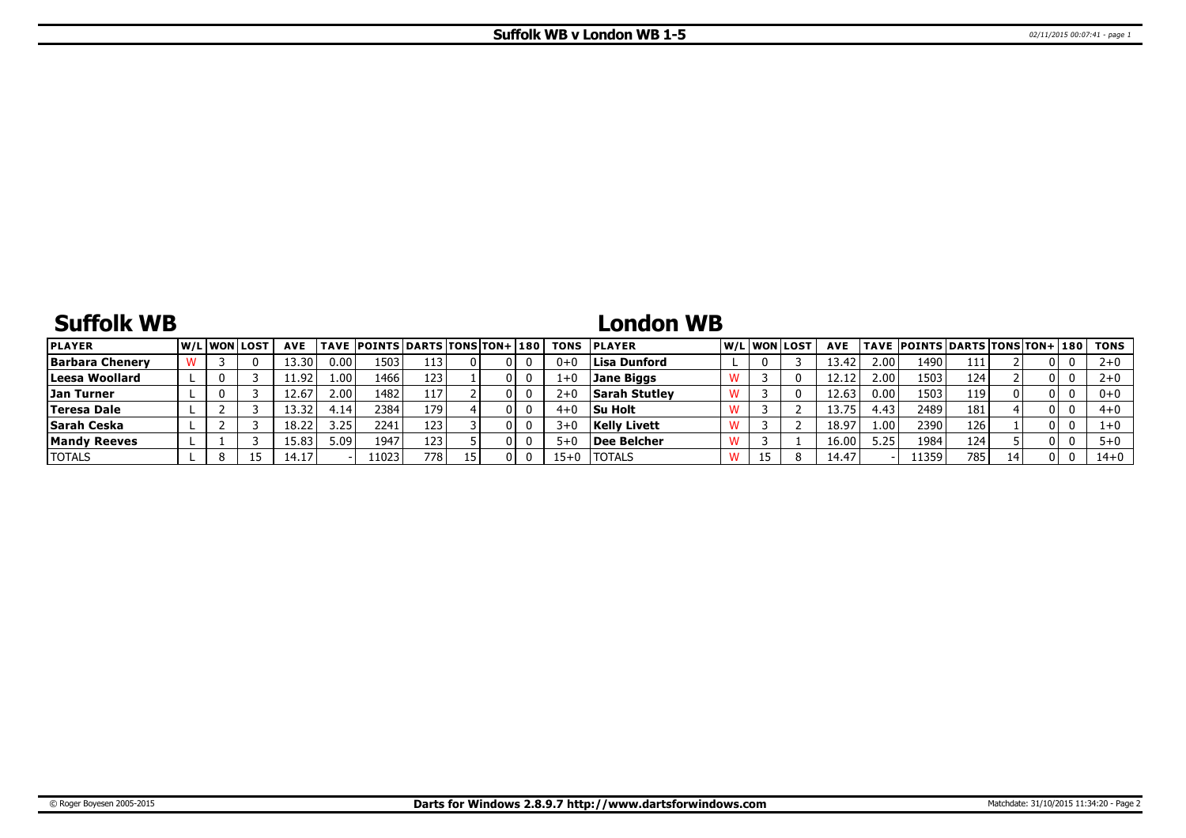# Suffolk WB v London WB 1-5

## Suffolk WB

| PLAYER | W/L | WON | LOST | AVE | TAVE | POINTS | DARTS | TONS | TON+ | 180 | TONS |
|---|---|---|---|---|---|---|---|---|---|---|---|
| **Barbara Chenery** | W | 3 | 0 | 13.30 | 0.00 | 1503 | 113 | 0 | 0 | 0 | 0+0 |
| **Leesa Woollard** | L | 0 | 3 | 11.92 | 1.00 | 1466 | 123 | 1 | 0 | 0 | 1+0 |
| **Jan Turner** | L | 0 | 3 | 12.67 | 2.00 | 1482 | 117 | 2 | 0 | 0 | 2+0 |
| **Teresa Dale** | L | 2 | 3 | 13.32 | 4.14 | 2384 | 179 | 4 | 0 | 0 | 4+0 |
| **Sarah Ceska** | L | 2 | 3 | 18.22 | 3.25 | 2241 | 123 | 3 | 0 | 0 | 3+0 |
| **Mandy Reeves** | L | 1 | 3 | 15.83 | 5.09 | 1947 | 123 | 5 | 0 | 0 | 5+0 |
| TOTALS | L | 8 | 15 | 14.17 | - | 11023 | 778 | 15 | 0 | 0 | 15+0 |

## London WB

| PLAYER | W/L | WON | LOST | AVE | TAVE | POINTS | DARTS | TONS | TON+ | 180 | TONS |
|---|---|---|---|---|---|---|---|---|---|---|---|
| **Lisa Dunford** | L | 0 | 3 | 13.42 | 2.00 | 1490 | 111 | 2 | 0 | 0 | 2+0 |
| **Jane Biggs** | W | 3 | 0 | 12.12 | 2.00 | 1503 | 124 | 2 | 0 | 0 | 2+0 |
| **Sarah Stutley** | W | 3 | 0 | 12.63 | 0.00 | 1503 | 119 | 0 | 0 | 0 | 0+0 |
| **Su Holt** | W | 3 | 2 | 13.75 | 4.43 | 2489 | 181 | 4 | 0 | 0 | 4+0 |
| **Kelly Livett** | W | 3 | 2 | 18.97 | 1.00 | 2390 | 126 | 1 | 0 | 0 | 1+0 |
| **Dee Belcher** | W | 3 | 1 | 16.00 | 5.25 | 1984 | 124 | 5 | 0 | 0 | 5+0 |
| TOTALS | W | 15 | 8 | 14.47 | - | 11359 | 785 | 14 | 0 | 0 | 14+0 |